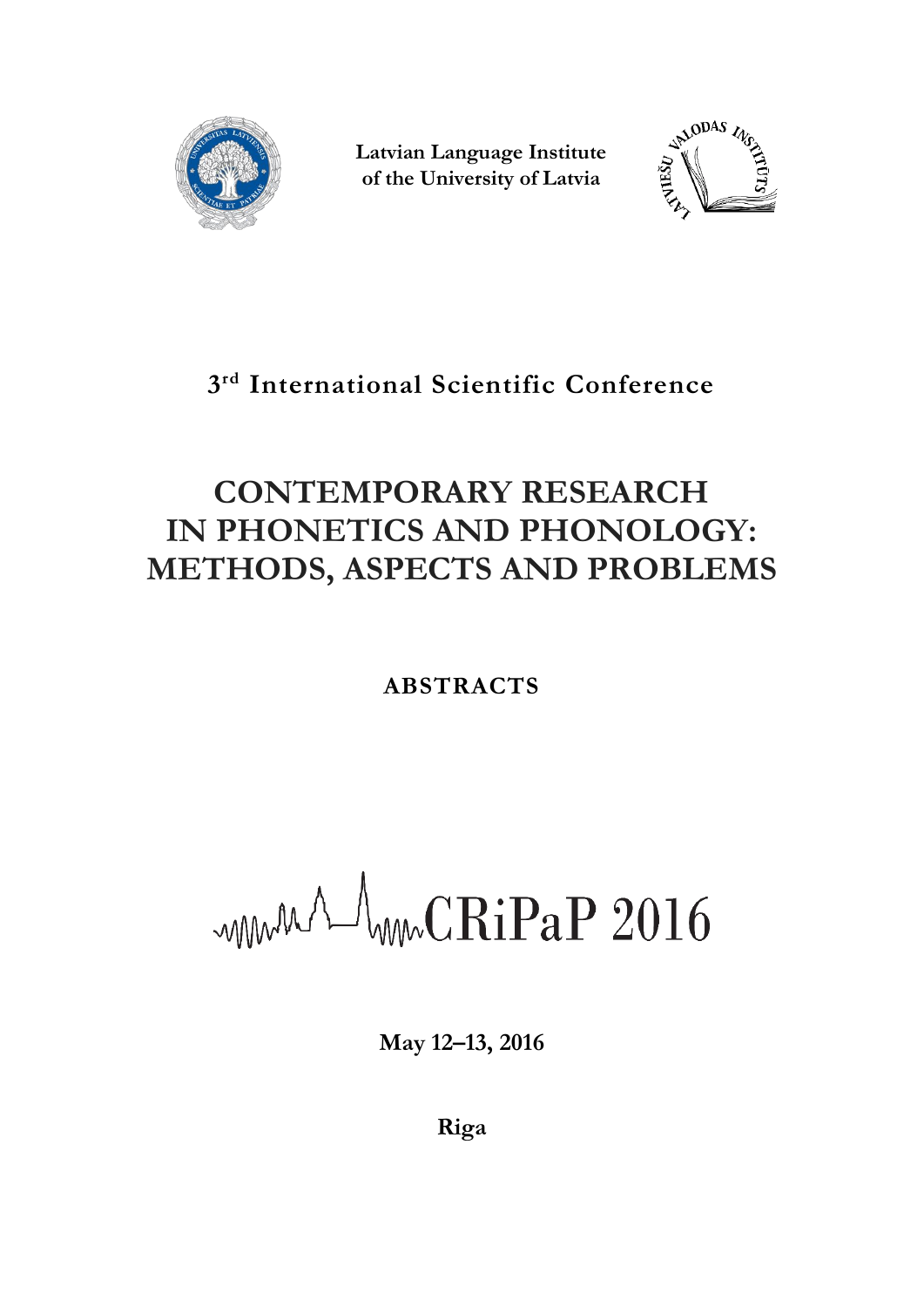**Latvian Language Institute of the University of Latvia**

**3rd International Scientific Conference**

# CONTEMPORARY RESEARCH IN PHONETICS AND PHONOLOGY: METHODS, ASPECTS AND PROBLEMS

**ABSTRACTS**

CRiPaP 2016

**May 12–13, 2016**

**Riga**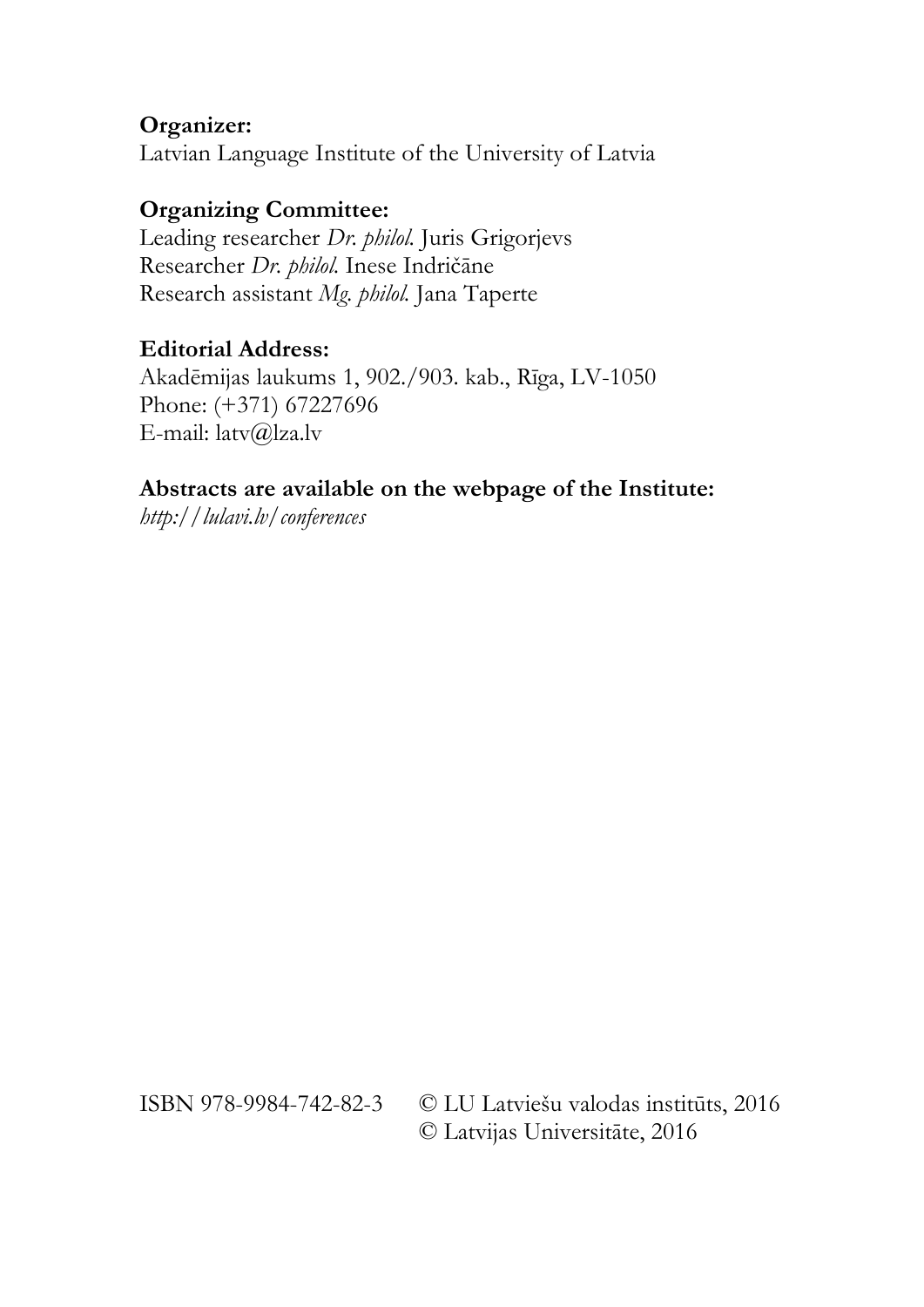**Organizer:**
Latvian Language Institute of the University of Latvia

**Organizing Committee:**
Leading researcher *Dr. philol.* Juris Grigorjevs
Researcher *Dr. philol.* Inese Indričāne
Research assistant *Mg. philol.* Jana Taperte

**Editorial Address:**
Akadēmijas laukums 1, 902./903. kab., Rīga, LV-1050
Phone: (+371) 67227696
E-mail: latv@lza.lv

**Abstracts are available on the webpage of the Institute:**
*http://lulavi.lv/conferences*

ISBN 978-9984-742-82-3 © LU Latviešu valodas institūts, 2016
© Latvijas Universitāte, 2016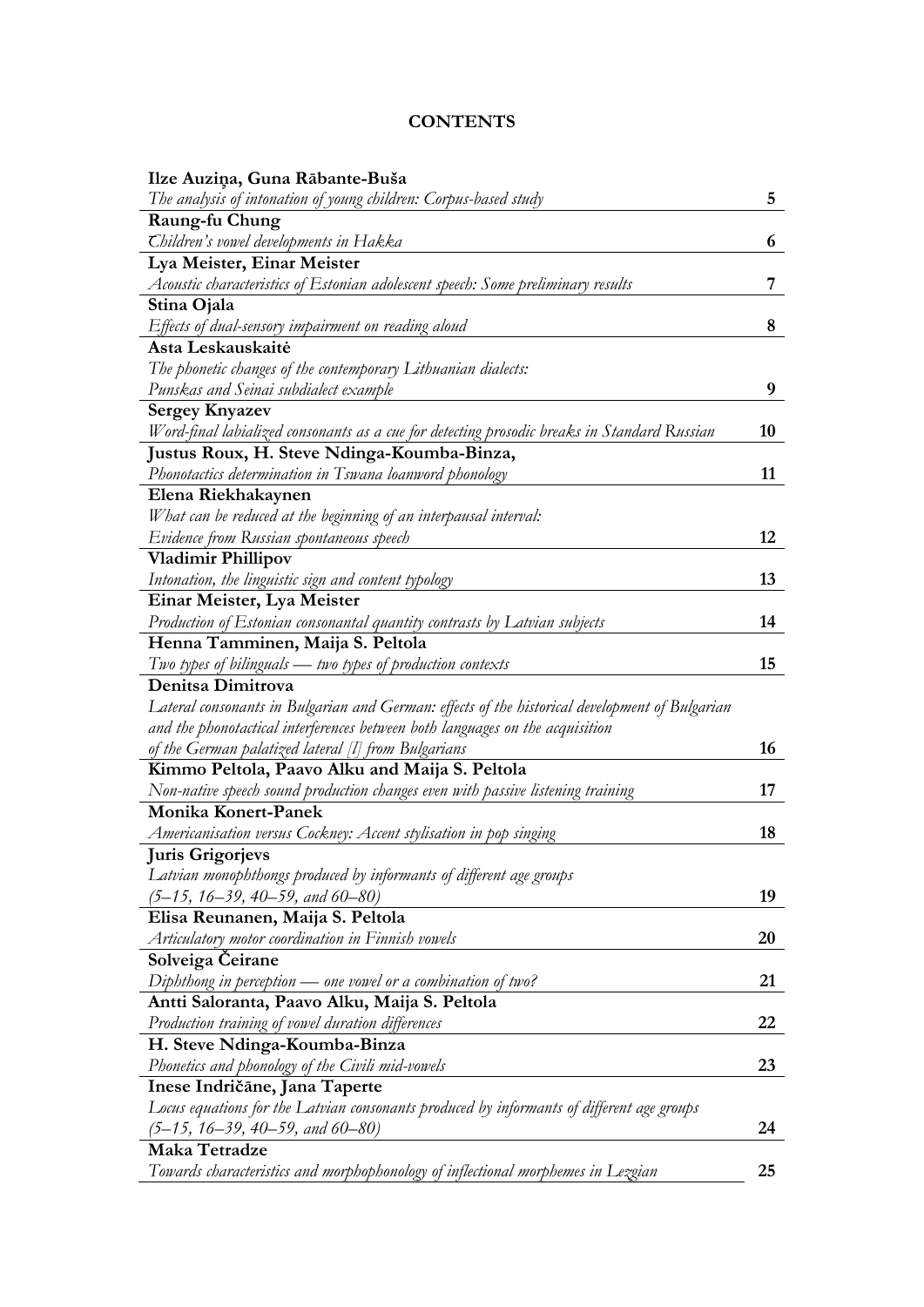# CONTENTS

| | |
|---|---|
| **Ilze Auziņa, Guna Rābante-Buša** | |
| *The analysis of intonation of young children: Corpus-based study* | **5** |
| **Raung-fu Chung** | |
| *Children's vowel developments in Hakka* | **6** |
| **Lya Meister, Einar Meister** | |
| *Acoustic characteristics of Estonian adolescent speech: Some preliminary results* | **7** |
| **Stina Ojala** | |
| *Effects of dual-sensory impairment on reading aloud* | **8** |
| **Asta Leskauskaitė** | |
| *The phonetic changes of the contemporary Lithuanian dialects: Punskas and Seinai subdialect example* | **9** |
| **Sergey Knyazev** | |
| *Word-final labialized consonants as a cue for detecting prosodic breaks in Standard Russian* | **10** |
| **Justus Roux, H. Steve Ndinga-Koumba-Binza,** | |
| *Phonotactics determination in Tswana loanword phonology* | **11** |
| **Elena Riekhakaynen** | |
| *What can be reduced at the beginning of an interpausal interval: Evidence from Russian spontaneous speech* | **12** |
| **Vladimir Phillipov** | |
| *Intonation, the linguistic sign and content typology* | **13** |
| **Einar Meister, Lya Meister** | |
| *Production of Estonian consonantal quantity contrasts by Latvian subjects* | **14** |
| **Henna Tamminen, Maija S. Peltola** | |
| *Two types of bilinguals — two types of production contexts* | **15** |
| **Denitsa Dimitrova** | |
| *Lateral consonants in Bulgarian and German: effects of the historical development of Bulgarian and the phonotactical interferences between both languages on the acquisition of the German palatized lateral [l] from Bulgarians* | **16** |
| **Kimmo Peltola, Paavo Alku and Maija S. Peltola** | |
| *Non-native speech sound production changes even with passive listening training* | **17** |
| **Monika Konert-Panek** | |
| *Americanisation versus Cockney: Accent stylisation in pop singing* | **18** |
| **Juris Grigorjevs** | |
| *Latvian monophthongs produced by informants of different age groups (5–15, 16–39, 40–59, and 60–80)* | **19** |
| **Elisa Reunanen, Maija S. Peltola** | |
| *Articulatory motor coordination in Finnish vowels* | **20** |
| **Solveiga Čeirane** | |
| *Diphthong in perception — one vowel or a combination of two?* | **21** |
| **Antti Saloranta, Paavo Alku, Maija S. Peltola** | |
| *Production training of vowel duration differences* | **22** |
| **H. Steve Ndinga-Koumba-Binza** | |
| *Phonetics and phonology of the Civili mid-vowels* | **23** |
| **Inese Indričāne, Jana Taperte** | |
| *Locus equations for the Latvian consonants produced by informants of different age groups (5–15, 16–39, 40–59, and 60–80)* | **24** |
| **Maka Tetradze** | |
| *Towards characteristics and morphophonology of inflectional morphemes in Lezgian* | **25** |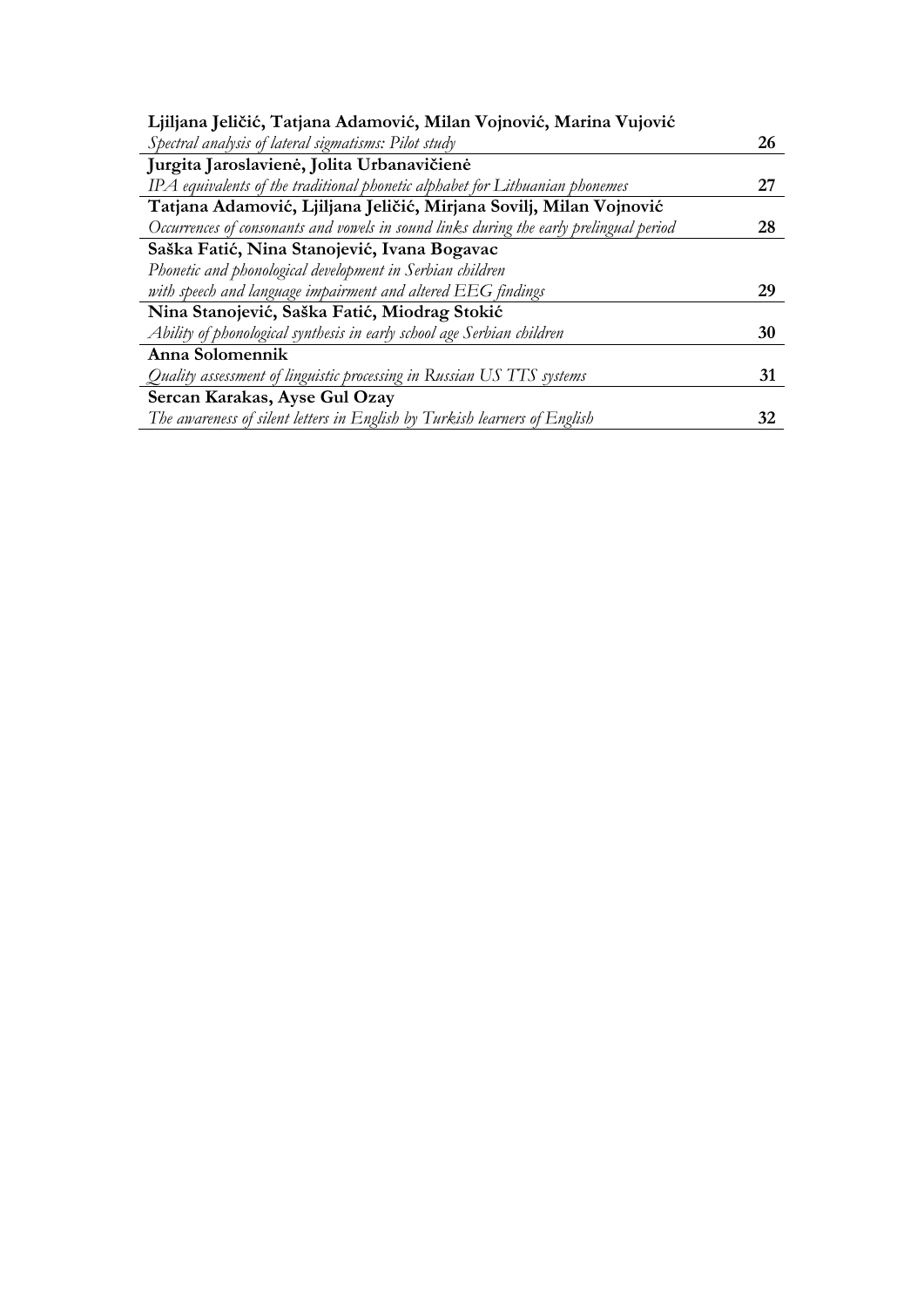| | |
|---|---|
| **Ljiljana Jeličić, Tatjana Adamović, Milan Vojnović, Marina Vujović** | |
| *Spectral analysis of lateral sigmatisms: Pilot study* | **26** |
| **Jurgita Jaroslavienė, Jolita Urbanavičienė** | |
| *IPA equivalents of the traditional phonetic alphabet for Lithuanian phonemes* | **27** |
| **Tatjana Adamović, Ljiljana Jeličić, Mirjana Sovilj, Milan Vojnović** | |
| *Occurrences of consonants and vowels in sound links during the early prelingual period* | **28** |
| **Saška Fatić, Nina Stanojević, Ivana Bogavac** | |
| *Phonetic and phonological development in Serbian children with speech and language impairment and altered EEG findings* | **29** |
| **Nina Stanojević, Saška Fatić, Miodrag Stokić** | |
| *Ability of phonological synthesis in early school age Serbian children* | **30** |
| **Anna Solomennik** | |
| *Quality assessment of linguistic processing in Russian US TTS systems* | **31** |
| **Sercan Karakas, Ayse Gul Ozay** | |
| *The awareness of silent letters in English by Turkish learners of English* | **32** |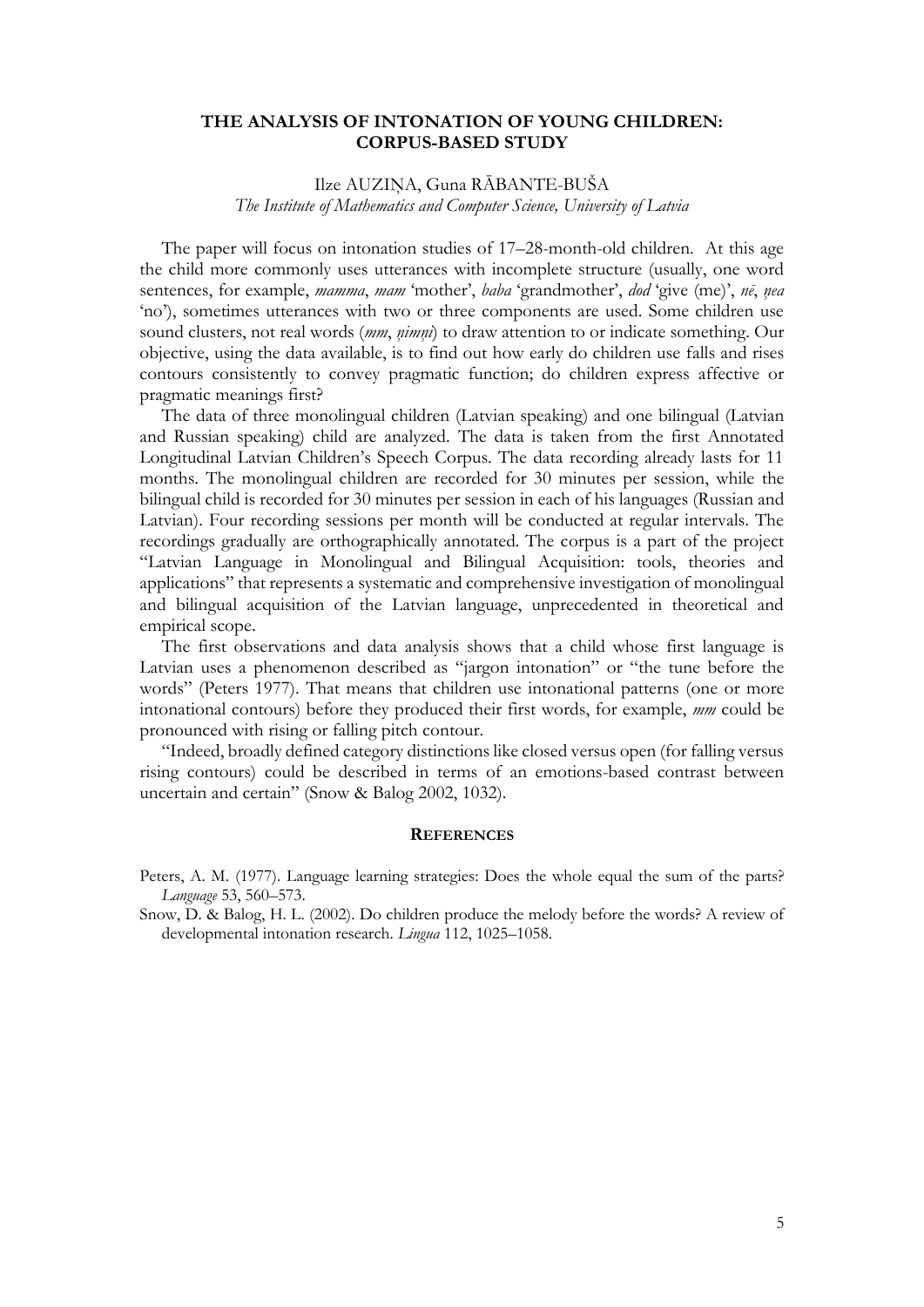# THE ANALYSIS OF INTONATION OF YOUNG CHILDREN: CORPUS-BASED STUDY

Ilze AUZIŅA, Guna RĀBANTE-BUŠA

*The Institute of Mathematics and Computer Science, University of Latvia*

The paper will focus on intonation studies of 17–28-month-old children. At this age the child more commonly uses utterances with incomplete structure (usually, one word sentences, for example, *mamma*, *mam* 'mother', *baba* 'grandmother', *dod* 'give (me)', *nē*, *ņea* 'no'), sometimes utterances with two or three components are used. Some children use sound clusters, not real words (*mm*, *ņimņi*) to draw attention to or indicate something. Our objective, using the data available, is to find out how early do children use falls and rises contours consistently to convey pragmatic function; do children express affective or pragmatic meanings first?

The data of three monolingual children (Latvian speaking) and one bilingual (Latvian and Russian speaking) child are analyzed. The data is taken from the first Annotated Longitudinal Latvian Children's Speech Corpus. The data recording already lasts for 11 months. The monolingual children are recorded for 30 minutes per session, while the bilingual child is recorded for 30 minutes per session in each of his languages (Russian and Latvian). Four recording sessions per month will be conducted at regular intervals. The recordings gradually are orthographically annotated. The corpus is a part of the project "Latvian Language in Monolingual and Bilingual Acquisition: tools, theories and applications" that represents a systematic and comprehensive investigation of monolingual and bilingual acquisition of the Latvian language, unprecedented in theoretical and empirical scope.

The first observations and data analysis shows that a child whose first language is Latvian uses a phenomenon described as "jargon intonation" or "the tune before the words" (Peters 1977). That means that children use intonational patterns (one or more intonational contours) before they produced their first words, for example, *mm* could be pronounced with rising or falling pitch contour.

"Indeed, broadly defined category distinctions like closed versus open (for falling versus rising contours) could be described in terms of an emotions-based contrast between uncertain and certain" (Snow & Balog 2002, 1032).

## REFERENCES

Peters, A. M. (1977). Language learning strategies: Does the whole equal the sum of the parts? *Language* 53, 560–573.

Snow, D. & Balog, H. L. (2002). Do children produce the melody before the words? A review of developmental intonation research. *Lingua* 112, 1025–1058.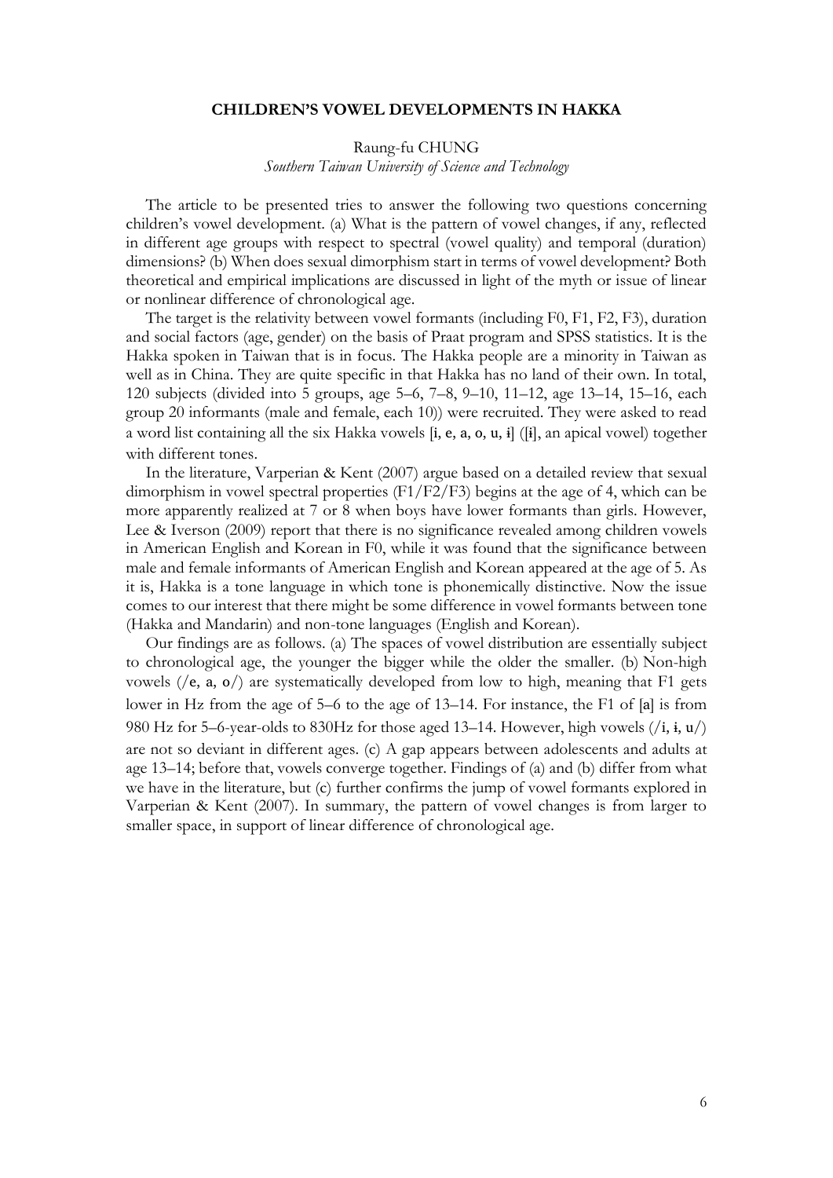**CHILDREN'S VOWEL DEVELOPMENTS IN HAKKA**

Raung-fu CHUNG

*Southern Taiwan University of Science and Technology*

The article to be presented tries to answer the following two questions concerning children's vowel development. (a) What is the pattern of vowel changes, if any, reflected in different age groups with respect to spectral (vowel quality) and temporal (duration) dimensions? (b) When does sexual dimorphism start in terms of vowel development? Both theoretical and empirical implications are discussed in light of the myth or issue of linear or nonlinear difference of chronological age.

The target is the relativity between vowel formants (including F0, F1, F2, F3), duration and social factors (age, gender) on the basis of Praat program and SPSS statistics. It is the Hakka spoken in Taiwan that is in focus. The Hakka people are a minority in Taiwan as well as in China. They are quite specific in that Hakka has no land of their own. In total, 120 subjects (divided into 5 groups, age 5–6, 7–8, 9–10, 11–12, age 13–14, 15–16, each group 20 informants (male and female, each 10)) were recruited. They were asked to read a word list containing all the six Hakka vowels [i, e, a, o, u, ɨ] ([ɨ], an apical vowel) together with different tones.

In the literature, Varperian & Kent (2007) argue based on a detailed review that sexual dimorphism in vowel spectral properties (F1/F2/F3) begins at the age of 4, which can be more apparently realized at 7 or 8 when boys have lower formants than girls. However, Lee & Iverson (2009) report that there is no significance revealed among children vowels in American English and Korean in F0, while it was found that the significance between male and female informants of American English and Korean appeared at the age of 5. As it is, Hakka is a tone language in which tone is phonemically distinctive. Now the issue comes to our interest that there might be some difference in vowel formants between tone (Hakka and Mandarin) and non-tone languages (English and Korean).

Our findings are as follows. (a) The spaces of vowel distribution are essentially subject to chronological age, the younger the bigger while the older the smaller. (b) Non-high vowels (/e, a, o/) are systematically developed from low to high, meaning that F1 gets lower in Hz from the age of 5–6 to the age of 13–14. For instance, the F1 of [a] is from 980 Hz for 5–6-year-olds to 830Hz for those aged 13–14. However, high vowels (/i, ɨ, u/) are not so deviant in different ages. (c) A gap appears between adolescents and adults at age 13–14; before that, vowels converge together. Findings of (a) and (b) differ from what we have in the literature, but (c) further confirms the jump of vowel formants explored in Varperian & Kent (2007). In summary, the pattern of vowel changes is from larger to smaller space, in support of linear difference of chronological age.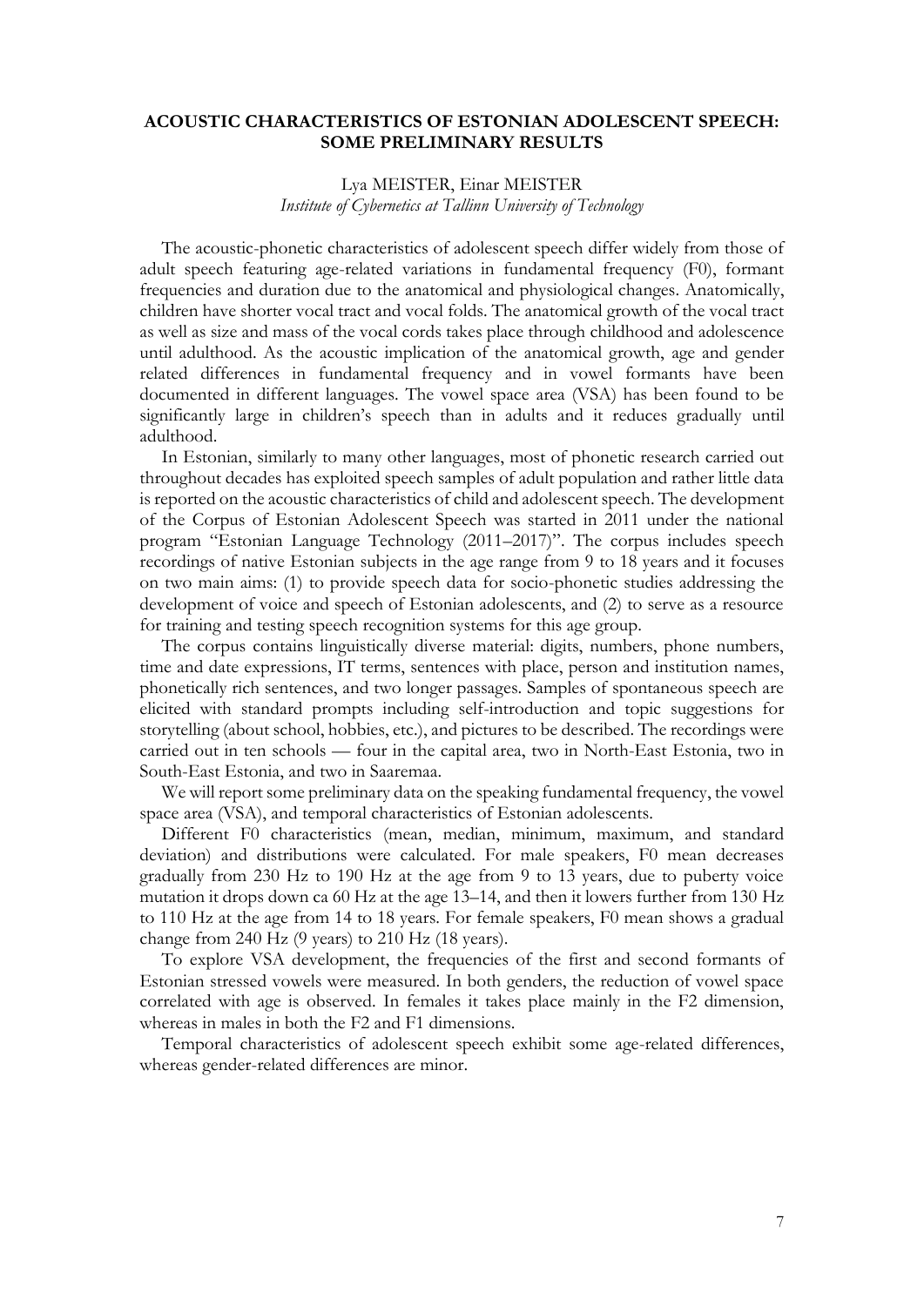## ACOUSTIC CHARACTERISTICS OF ESTONIAN ADOLESCENT SPEECH: SOME PRELIMINARY RESULTS

Lya MEISTER, Einar MEISTER

*Institute of Cybernetics at Tallinn University of Technology*

The acoustic-phonetic characteristics of adolescent speech differ widely from those of adult speech featuring age-related variations in fundamental frequency (F0), formant frequencies and duration due to the anatomical and physiological changes. Anatomically, children have shorter vocal tract and vocal folds. The anatomical growth of the vocal tract as well as size and mass of the vocal cords takes place through childhood and adolescence until adulthood. As the acoustic implication of the anatomical growth, age and gender related differences in fundamental frequency and in vowel formants have been documented in different languages. The vowel space area (VSA) has been found to be significantly large in children's speech than in adults and it reduces gradually until adulthood.

In Estonian, similarly to many other languages, most of phonetic research carried out throughout decades has exploited speech samples of adult population and rather little data is reported on the acoustic characteristics of child and adolescent speech. The development of the Corpus of Estonian Adolescent Speech was started in 2011 under the national program "Estonian Language Technology (2011–2017)". The corpus includes speech recordings of native Estonian subjects in the age range from 9 to 18 years and it focuses on two main aims: (1) to provide speech data for socio-phonetic studies addressing the development of voice and speech of Estonian adolescents, and (2) to serve as a resource for training and testing speech recognition systems for this age group.

The corpus contains linguistically diverse material: digits, numbers, phone numbers, time and date expressions, IT terms, sentences with place, person and institution names, phonetically rich sentences, and two longer passages. Samples of spontaneous speech are elicited with standard prompts including self-introduction and topic suggestions for storytelling (about school, hobbies, etc.), and pictures to be described. The recordings were carried out in ten schools — four in the capital area, two in North-East Estonia, two in South-East Estonia, and two in Saaremaa.

We will report some preliminary data on the speaking fundamental frequency, the vowel space area (VSA), and temporal characteristics of Estonian adolescents.

Different F0 characteristics (mean, median, minimum, maximum, and standard deviation) and distributions were calculated. For male speakers, F0 mean decreases gradually from 230 Hz to 190 Hz at the age from 9 to 13 years, due to puberty voice mutation it drops down ca 60 Hz at the age 13–14, and then it lowers further from 130 Hz to 110 Hz at the age from 14 to 18 years. For female speakers, F0 mean shows a gradual change from 240 Hz (9 years) to 210 Hz (18 years).

To explore VSA development, the frequencies of the first and second formants of Estonian stressed vowels were measured. In both genders, the reduction of vowel space correlated with age is observed. In females it takes place mainly in the F2 dimension, whereas in males in both the F2 and F1 dimensions.

Temporal characteristics of adolescent speech exhibit some age-related differences, whereas gender-related differences are minor.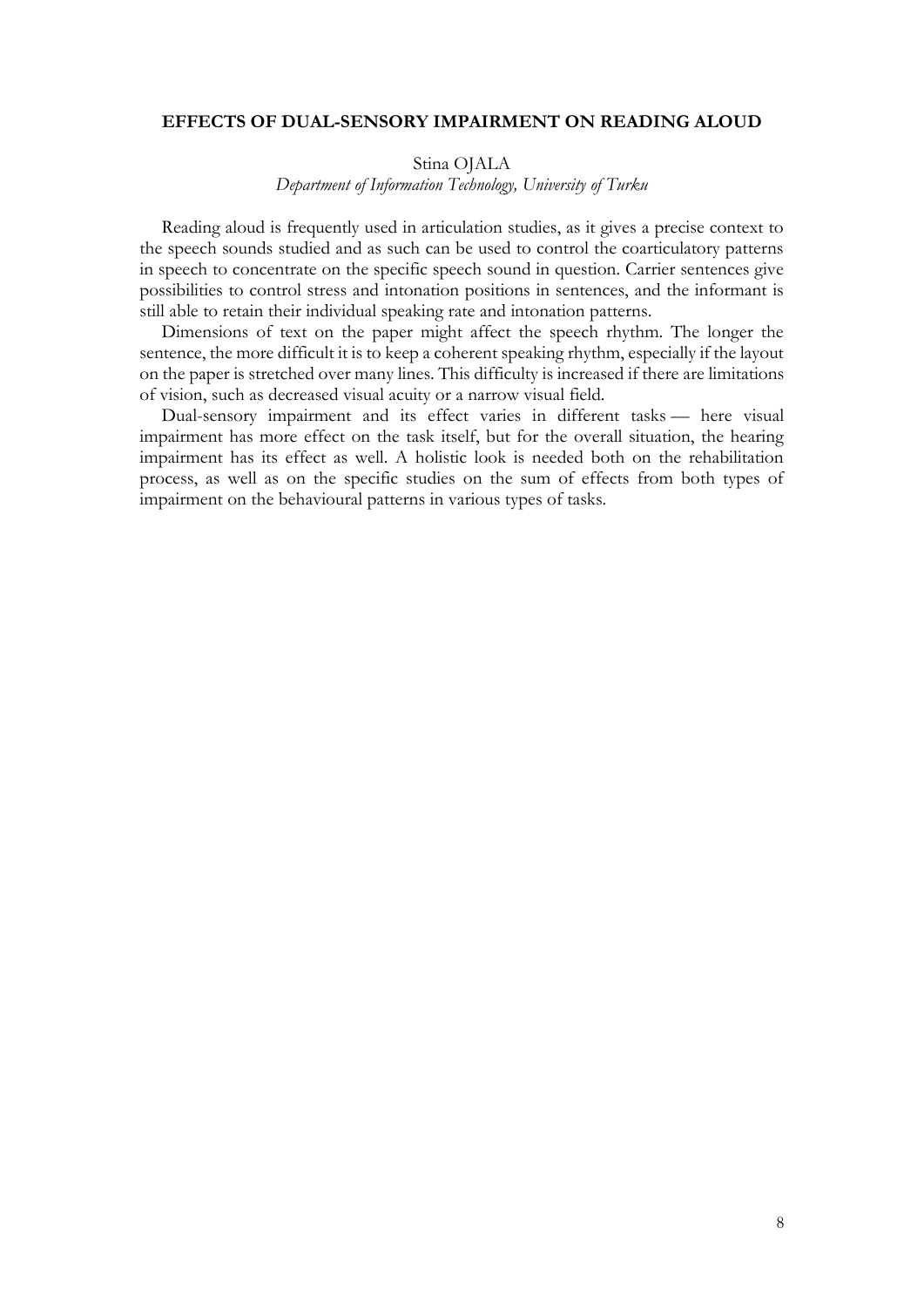# EFFECTS OF DUAL-SENSORY IMPAIRMENT ON READING ALOUD

Stina OJALA

*Department of Information Technology, University of Turku*

Reading aloud is frequently used in articulation studies, as it gives a precise context to the speech sounds studied and as such can be used to control the coarticulatory patterns in speech to concentrate on the specific speech sound in question. Carrier sentences give possibilities to control stress and intonation positions in sentences, and the informant is still able to retain their individual speaking rate and intonation patterns.

Dimensions of text on the paper might affect the speech rhythm. The longer the sentence, the more difficult it is to keep a coherent speaking rhythm, especially if the layout on the paper is stretched over many lines. This difficulty is increased if there are limitations of vision, such as decreased visual acuity or a narrow visual field.

Dual-sensory impairment and its effect varies in different tasks — here visual impairment has more effect on the task itself, but for the overall situation, the hearing impairment has its effect as well. A holistic look is needed both on the rehabilitation process, as well as on the specific studies on the sum of effects from both types of impairment on the behavioural patterns in various types of tasks.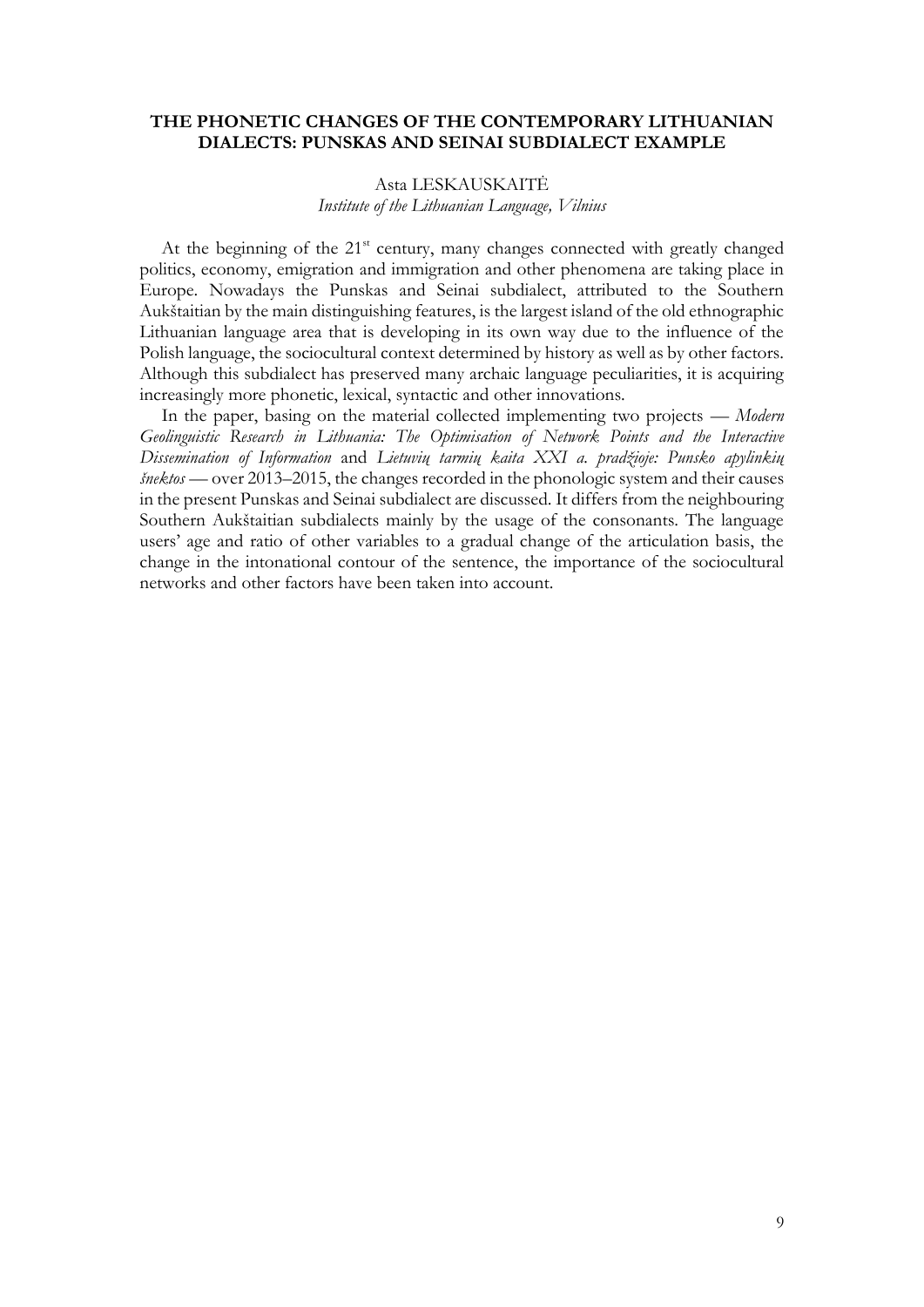## THE PHONETIC CHANGES OF THE CONTEMPORARY LITHUANIAN DIALECTS: PUNSKAS AND SEINAI SUBDIALECT EXAMPLE

Asta LESKAUSKAITĖ
*Institute of the Lithuanian Language, Vilnius*

At the beginning of the 21st century, many changes connected with greatly changed politics, economy, emigration and immigration and other phenomena are taking place in Europe. Nowadays the Punskas and Seinai subdialect, attributed to the Southern Aukštaitian by the main distinguishing features, is the largest island of the old ethnographic Lithuanian language area that is developing in its own way due to the influence of the Polish language, the sociocultural context determined by history as well as by other factors. Although this subdialect has preserved many archaic language peculiarities, it is acquiring increasingly more phonetic, lexical, syntactic and other innovations.

In the paper, basing on the material collected implementing two projects — *Modern Geolinguistic Research in Lithuania: The Optimisation of Network Points and the Interactive Dissemination of Information* and *Lietuvių tarmių kaita XXI a. pradžioje: Punsko apylinkių šnektos* — over 2013–2015, the changes recorded in the phonologic system and their causes in the present Punskas and Seinai subdialect are discussed. It differs from the neighbouring Southern Aukštaitian subdialects mainly by the usage of the consonants. The language users' age and ratio of other variables to a gradual change of the articulation basis, the change in the intonational contour of the sentence, the importance of the sociocultural networks and other factors have been taken into account.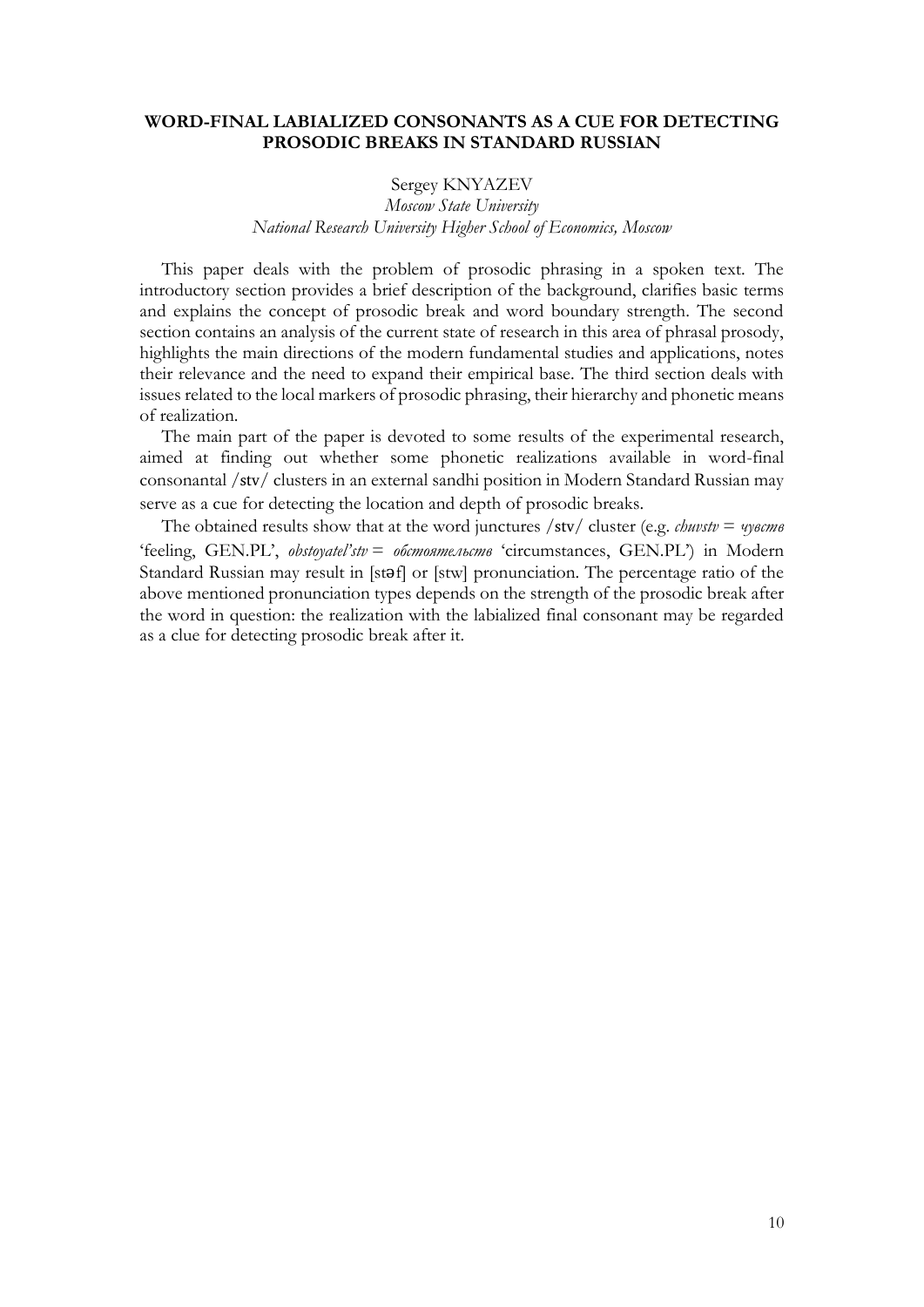## WORD-FINAL LABIALIZED CONSONANTS AS A CUE FOR DETECTING PROSODIC BREAKS IN STANDARD RUSSIAN

Sergey KNYAZEV

*Moscow State University*

*National Research University Higher School of Economics, Moscow*

This paper deals with the problem of prosodic phrasing in a spoken text. The introductory section provides a brief description of the background, clarifies basic terms and explains the concept of prosodic break and word boundary strength. The second section contains an analysis of the current state of research in this area of phrasal prosody, highlights the main directions of the modern fundamental studies and applications, notes their relevance and the need to expand their empirical base. The third section deals with issues related to the local markers of prosodic phrasing, their hierarchy and phonetic means of realization.

The main part of the paper is devoted to some results of the experimental research, aimed at finding out whether some phonetic realizations available in word-final consonantal /stv/ clusters in an external sandhi position in Modern Standard Russian may serve as a cue for detecting the location and depth of prosodic breaks.

The obtained results show that at the word junctures /stv/ cluster (e.g. *chuvstv* = *чувств* 'feeling, GEN.PL', *obstoyatel'stv* = *обстоятельств* 'circumstances, GEN.PL') in Modern Standard Russian may result in [stəf] or [stw] pronunciation. The percentage ratio of the above mentioned pronunciation types depends on the strength of the prosodic break after the word in question: the realization with the labialized final consonant may be regarded as a clue for detecting prosodic break after it.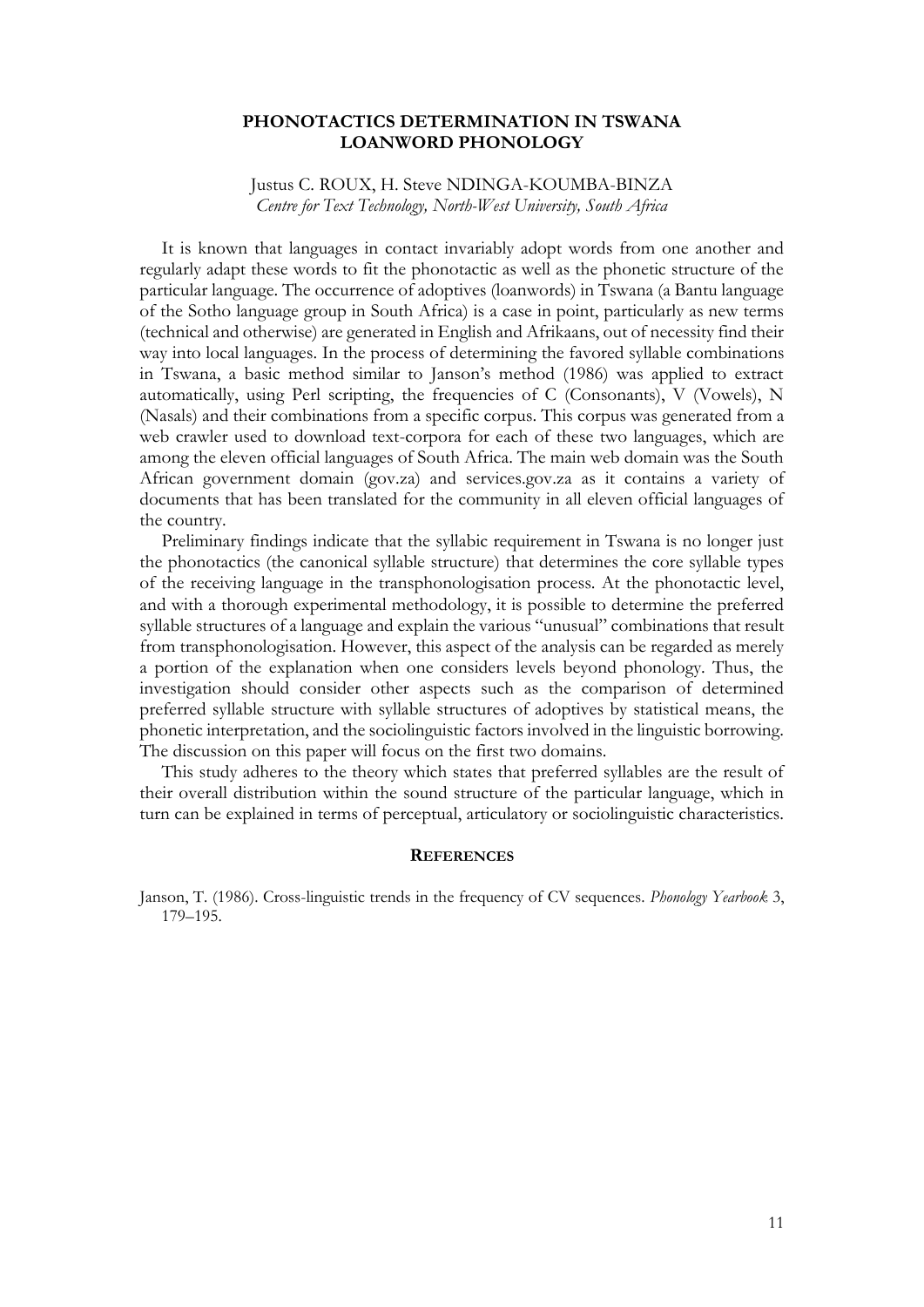# PHONOTACTICS DETERMINATION IN TSWANA LOANWORD PHONOLOGY

Justus C. ROUX, H. Steve NDINGA-KOUMBA-BINZA
*Centre for Text Technology, North-West University, South Africa*

It is known that languages in contact invariably adopt words from one another and regularly adapt these words to fit the phonotactic as well as the phonetic structure of the particular language. The occurrence of adoptives (loanwords) in Tswana (a Bantu language of the Sotho language group in South Africa) is a case in point, particularly as new terms (technical and otherwise) are generated in English and Afrikaans, out of necessity find their way into local languages. In the process of determining the favored syllable combinations in Tswana, a basic method similar to Janson's method (1986) was applied to extract automatically, using Perl scripting, the frequencies of C (Consonants), V (Vowels), N (Nasals) and their combinations from a specific corpus. This corpus was generated from a web crawler used to download text-corpora for each of these two languages, which are among the eleven official languages of South Africa. The main web domain was the South African government domain (gov.za) and services.gov.za as it contains a variety of documents that has been translated for the community in all eleven official languages of the country.

Preliminary findings indicate that the syllabic requirement in Tswana is no longer just the phonotactics (the canonical syllable structure) that determines the core syllable types of the receiving language in the transphonologisation process. At the phonotactic level, and with a thorough experimental methodology, it is possible to determine the preferred syllable structures of a language and explain the various "unusual" combinations that result from transphonologisation. However, this aspect of the analysis can be regarded as merely a portion of the explanation when one considers levels beyond phonology. Thus, the investigation should consider other aspects such as the comparison of determined preferred syllable structure with syllable structures of adoptives by statistical means, the phonetic interpretation, and the sociolinguistic factors involved in the linguistic borrowing. The discussion on this paper will focus on the first two domains.

This study adheres to the theory which states that preferred syllables are the result of their overall distribution within the sound structure of the particular language, which in turn can be explained in terms of perceptual, articulatory or sociolinguistic characteristics.

## REFERENCES

Janson, T. (1986). Cross-linguistic trends in the frequency of CV sequences. *Phonology Yearbook* 3, 179–195.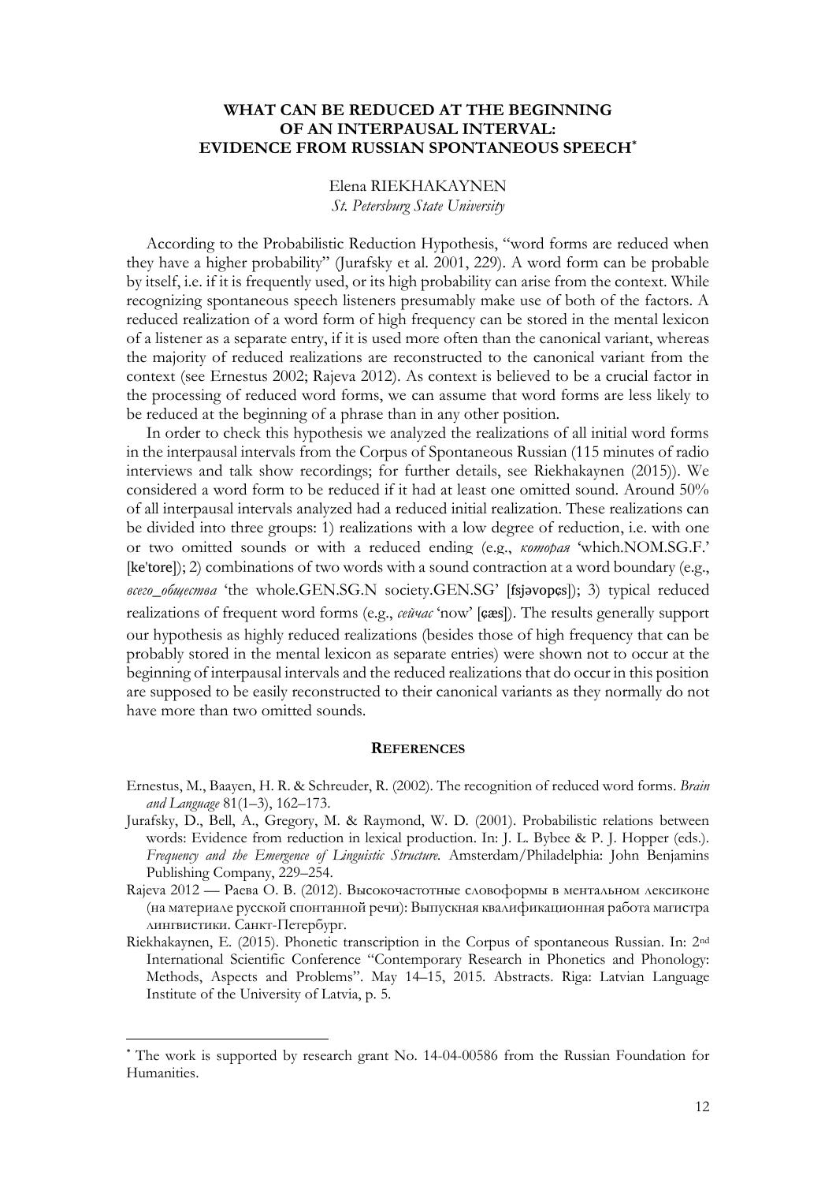# WHAT CAN BE REDUCED AT THE BEGINNING OF AN INTERPAUSAL INTERVAL: EVIDENCE FROM RUSSIAN SPONTANEOUS SPEECH*

Elena RIEKHAKAYNEN
*St. Petersburg State University*

According to the Probabilistic Reduction Hypothesis, "word forms are reduced when they have a higher probability" (Jurafsky et al. 2001, 229). A word form can be probable by itself, i.e. if it is frequently used, or its high probability can arise from the context. While recognizing spontaneous speech listeners presumably make use of both of the factors. A reduced realization of a word form of high frequency can be stored in the mental lexicon of a listener as a separate entry, if it is used more often than the canonical variant, whereas the majority of reduced realizations are reconstructed to the canonical variant from the context (see Ernestus 2002; Rajeva 2012). As context is believed to be a crucial factor in the processing of reduced word forms, we can assume that word forms are less likely to be reduced at the beginning of a phrase than in any other position.

In order to check this hypothesis we analyzed the realizations of all initial word forms in the interpausal intervals from the Corpus of Spontaneous Russian (115 minutes of radio interviews and talk show recordings; for further details, see Riekhakaynen (2015)). We considered a word form to be reduced if it had at least one omitted sound. Around 50% of all interpausal intervals analyzed had a reduced initial realization. These realizations can be divided into three groups: 1) realizations with a low degree of reduction, i.e. with one or two omitted sounds or with a reduced ending (e.g., *которая* 'which.NOM.SG.F.' [ke'tore]); 2) combinations of two words with a sound contraction at a word boundary (e.g., *всего_общества* 'the whole.GEN.SG.N society.GEN.SG' [fsjəvopɕs]); 3) typical reduced realizations of frequent word forms (e.g., *сейчас* 'now' [ɕæs]). The results generally support our hypothesis as highly reduced realizations (besides those of high frequency that can be probably stored in the mental lexicon as separate entries) were shown not to occur at the beginning of interpausal intervals and the reduced realizations that do occur in this position are supposed to be easily reconstructed to their canonical variants as they normally do not have more than two omitted sounds.

## REFERENCES

Ernestus, M., Baayen, H. R. & Schreuder, R. (2002). The recognition of reduced word forms. *Brain and Language* 81(1–3), 162–173.

Jurafsky, D., Bell, A., Gregory, M. & Raymond, W. D. (2001). Probabilistic relations between words: Evidence from reduction in lexical production. In: J. L. Bybee & P. J. Hopper (eds.). *Frequency and the Emergence of Linguistic Structure.* Amsterdam/Philadelphia: John Benjamins Publishing Company, 229–254.

Rajeva 2012 — Раева О. В. (2012). Высокочастотные словоформы в ментальном лексиконе (на материале русской спонтанной речи): Выпускная квалификационная работа магистра лингвистики. Санкт-Петербург.

Riekhakaynen, E. (2015). Phonetic transcription in the Corpus of spontaneous Russian. In: 2nd International Scientific Conference "Contemporary Research in Phonetics and Phonology: Methods, Aspects and Problems". May 14–15, 2015. Abstracts. Riga: Latvian Language Institute of the University of Latvia, p. 5.

---

* The work is supported by research grant No. 14-04-00586 from the Russian Foundation for Humanities.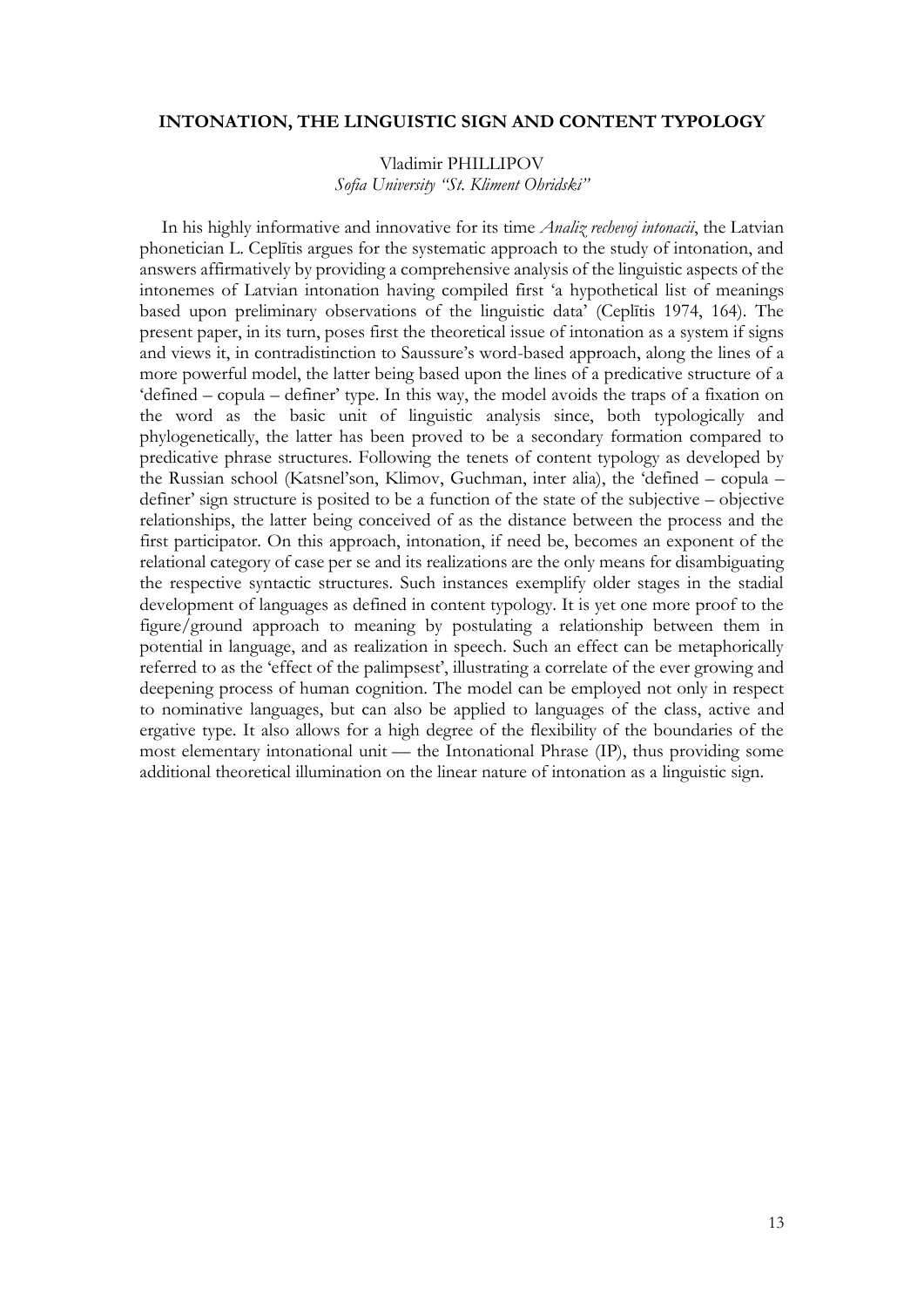## INTONATION, THE LINGUISTIC SIGN AND CONTENT TYPOLOGY

Vladimir PHILLIPOV
*Sofia University "St. Kliment Ohridski"*

In his highly informative and innovative for its time *Analiz rechevoj intonacii*, the Latvian phonetician L. Ceplītis argues for the systematic approach to the study of intonation, and answers affirmatively by providing a comprehensive analysis of the linguistic aspects of the intonemes of Latvian intonation having compiled first 'a hypothetical list of meanings based upon preliminary observations of the linguistic data' (Ceplītis 1974, 164). The present paper, in its turn, poses first the theoretical issue of intonation as a system if signs and views it, in contradistinction to Saussure's word-based approach, along the lines of a more powerful model, the latter being based upon the lines of a predicative structure of a 'defined – copula – definer' type. In this way, the model avoids the traps of a fixation on the word as the basic unit of linguistic analysis since, both typologically and phylogenetically, the latter has been proved to be a secondary formation compared to predicative phrase structures. Following the tenets of content typology as developed by the Russian school (Katsnel'son, Klimov, Guchman, inter alia), the 'defined – copula – definer' sign structure is posited to be a function of the state of the subjective – objective relationships, the latter being conceived of as the distance between the process and the first participator. On this approach, intonation, if need be, becomes an exponent of the relational category of case per se and its realizations are the only means for disambiguating the respective syntactic structures. Such instances exemplify older stages in the stadial development of languages as defined in content typology. It is yet one more proof to the figure/ground approach to meaning by postulating a relationship between them in potential in language, and as realization in speech. Such an effect can be metaphorically referred to as the 'effect of the palimpsest', illustrating a correlate of the ever growing and deepening process of human cognition. The model can be employed not only in respect to nominative languages, but can also be applied to languages of the class, active and ergative type. It also allows for a high degree of the flexibility of the boundaries of the most elementary intonational unit — the Intonational Phrase (IP), thus providing some additional theoretical illumination on the linear nature of intonation as a linguistic sign.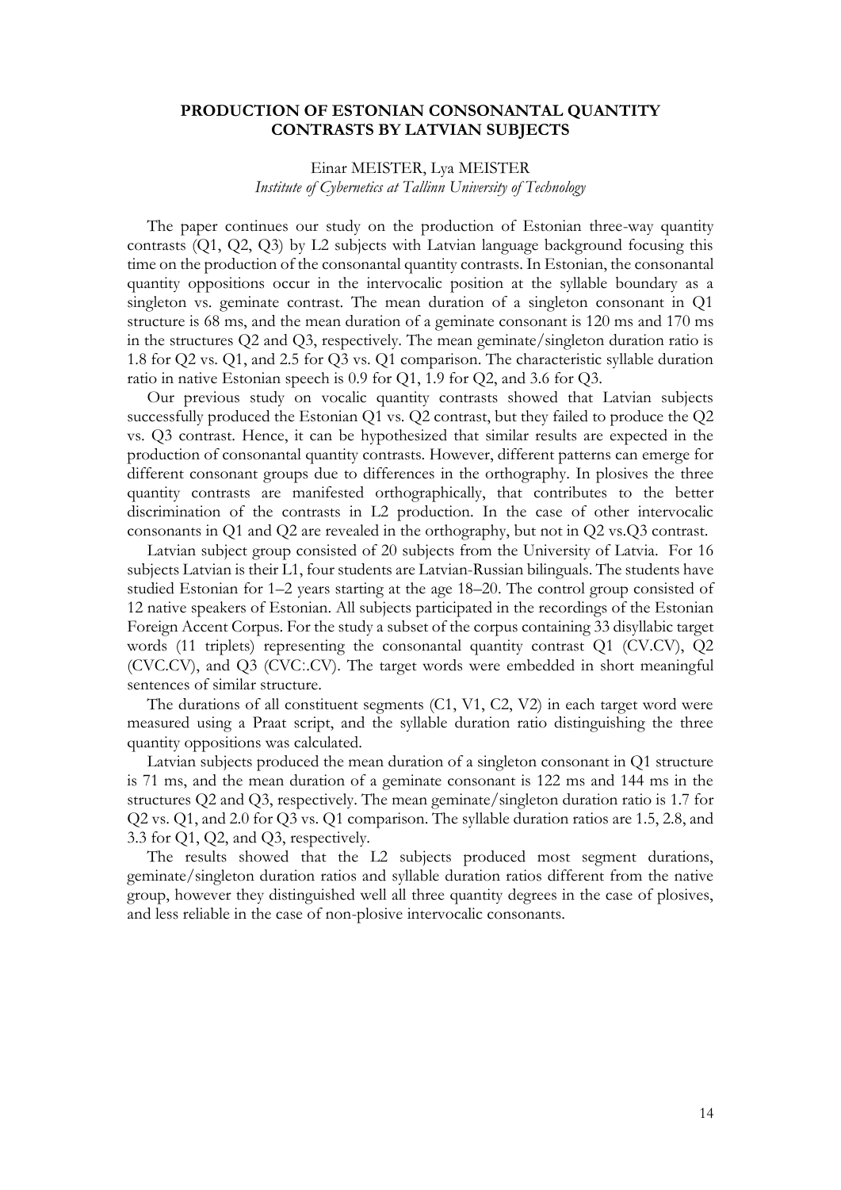# PRODUCTION OF ESTONIAN CONSONANTAL QUANTITY CONTRASTS BY LATVIAN SUBJECTS

Einar MEISTER, Lya MEISTER

*Institute of Cybernetics at Tallinn University of Technology*

The paper continues our study on the production of Estonian three-way quantity contrasts (Q1, Q2, Q3) by L2 subjects with Latvian language background focusing this time on the production of the consonantal quantity contrasts. In Estonian, the consonantal quantity oppositions occur in the intervocalic position at the syllable boundary as a singleton vs. geminate contrast. The mean duration of a singleton consonant in Q1 structure is 68 ms, and the mean duration of a geminate consonant is 120 ms and 170 ms in the structures Q2 and Q3, respectively. The mean geminate/singleton duration ratio is 1.8 for Q2 vs. Q1, and 2.5 for Q3 vs. Q1 comparison. The characteristic syllable duration ratio in native Estonian speech is 0.9 for Q1, 1.9 for Q2, and 3.6 for Q3.

Our previous study on vocalic quantity contrasts showed that Latvian subjects successfully produced the Estonian Q1 vs. Q2 contrast, but they failed to produce the Q2 vs. Q3 contrast. Hence, it can be hypothesized that similar results are expected in the production of consonantal quantity contrasts. However, different patterns can emerge for different consonant groups due to differences in the orthography. In plosives the three quantity contrasts are manifested orthographically, that contributes to the better discrimination of the contrasts in L2 production. In the case of other intervocalic consonants in Q1 and Q2 are revealed in the orthography, but not in Q2 vs.Q3 contrast.

Latvian subject group consisted of 20 subjects from the University of Latvia. For 16 subjects Latvian is their L1, four students are Latvian-Russian bilinguals. The students have studied Estonian for 1–2 years starting at the age 18–20. The control group consisted of 12 native speakers of Estonian. All subjects participated in the recordings of the Estonian Foreign Accent Corpus. For the study a subset of the corpus containing 33 disyllabic target words (11 triplets) representing the consonantal quantity contrast Q1 (CV.CV), Q2 (CVC.CV), and Q3 (CVC:.CV). The target words were embedded in short meaningful sentences of similar structure.

The durations of all constituent segments (C1, V1, C2, V2) in each target word were measured using a Praat script, and the syllable duration ratio distinguishing the three quantity oppositions was calculated.

Latvian subjects produced the mean duration of a singleton consonant in Q1 structure is 71 ms, and the mean duration of a geminate consonant is 122 ms and 144 ms in the structures Q2 and Q3, respectively. The mean geminate/singleton duration ratio is 1.7 for Q2 vs. Q1, and 2.0 for Q3 vs. Q1 comparison. The syllable duration ratios are 1.5, 2.8, and 3.3 for Q1, Q2, and Q3, respectively.

The results showed that the L2 subjects produced most segment durations, geminate/singleton duration ratios and syllable duration ratios different from the native group, however they distinguished well all three quantity degrees in the case of plosives, and less reliable in the case of non-plosive intervocalic consonants.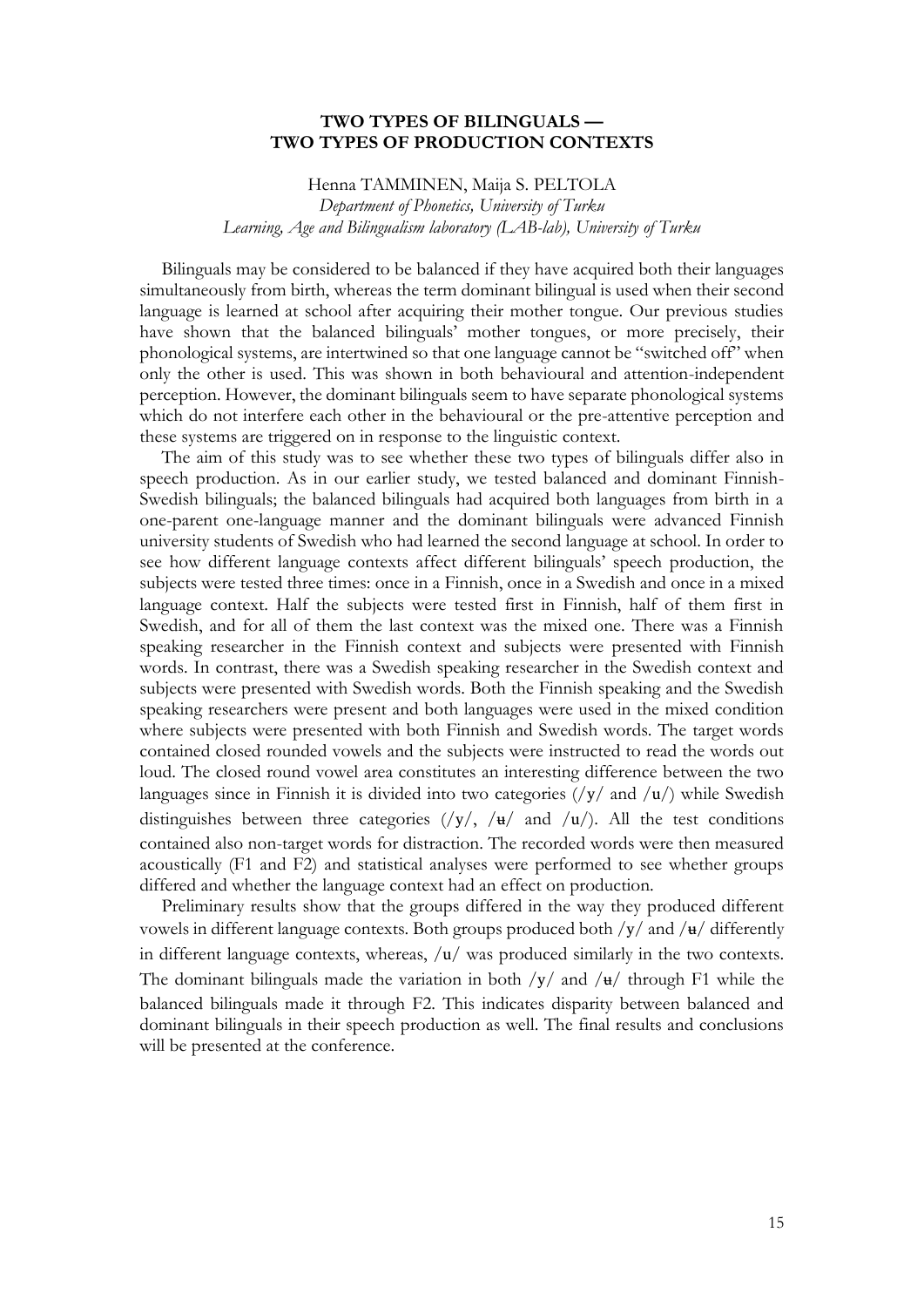## TWO TYPES OF BILINGUALS — TWO TYPES OF PRODUCTION CONTEXTS

Henna TAMMINEN, Maija S. PELTOLA

*Department of Phonetics, University of Turku*

*Learning, Age and Bilingualism laboratory (LAB-lab), University of Turku*

Bilinguals may be considered to be balanced if they have acquired both their languages simultaneously from birth, whereas the term dominant bilingual is used when their second language is learned at school after acquiring their mother tongue. Our previous studies have shown that the balanced bilinguals' mother tongues, or more precisely, their phonological systems, are intertwined so that one language cannot be "switched off" when only the other is used. This was shown in both behavioural and attention-independent perception. However, the dominant bilinguals seem to have separate phonological systems which do not interfere each other in the behavioural or the pre-attentive perception and these systems are triggered on in response to the linguistic context.

The aim of this study was to see whether these two types of bilinguals differ also in speech production. As in our earlier study, we tested balanced and dominant Finnish-Swedish bilinguals; the balanced bilinguals had acquired both languages from birth in a one-parent one-language manner and the dominant bilinguals were advanced Finnish university students of Swedish who had learned the second language at school. In order to see how different language contexts affect different bilinguals' speech production, the subjects were tested three times: once in a Finnish, once in a Swedish and once in a mixed language context. Half the subjects were tested first in Finnish, half of them first in Swedish, and for all of them the last context was the mixed one. There was a Finnish speaking researcher in the Finnish context and subjects were presented with Finnish words. In contrast, there was a Swedish speaking researcher in the Swedish context and subjects were presented with Swedish words. Both the Finnish speaking and the Swedish speaking researchers were present and both languages were used in the mixed condition where subjects were presented with both Finnish and Swedish words. The target words contained closed rounded vowels and the subjects were instructed to read the words out loud. The closed round vowel area constitutes an interesting difference between the two languages since in Finnish it is divided into two categories (/y/ and /u/) while Swedish distinguishes between three categories (/y/, /ʉ/ and /u/). All the test conditions contained also non-target words for distraction. The recorded words were then measured acoustically (F1 and F2) and statistical analyses were performed to see whether groups differed and whether the language context had an effect on production.

Preliminary results show that the groups differed in the way they produced different vowels in different language contexts. Both groups produced both /y/ and /ʉ/ differently in different language contexts, whereas, /u/ was produced similarly in the two contexts. The dominant bilinguals made the variation in both /y/ and /ʉ/ through F1 while the balanced bilinguals made it through F2. This indicates disparity between balanced and dominant bilinguals in their speech production as well. The final results and conclusions will be presented at the conference.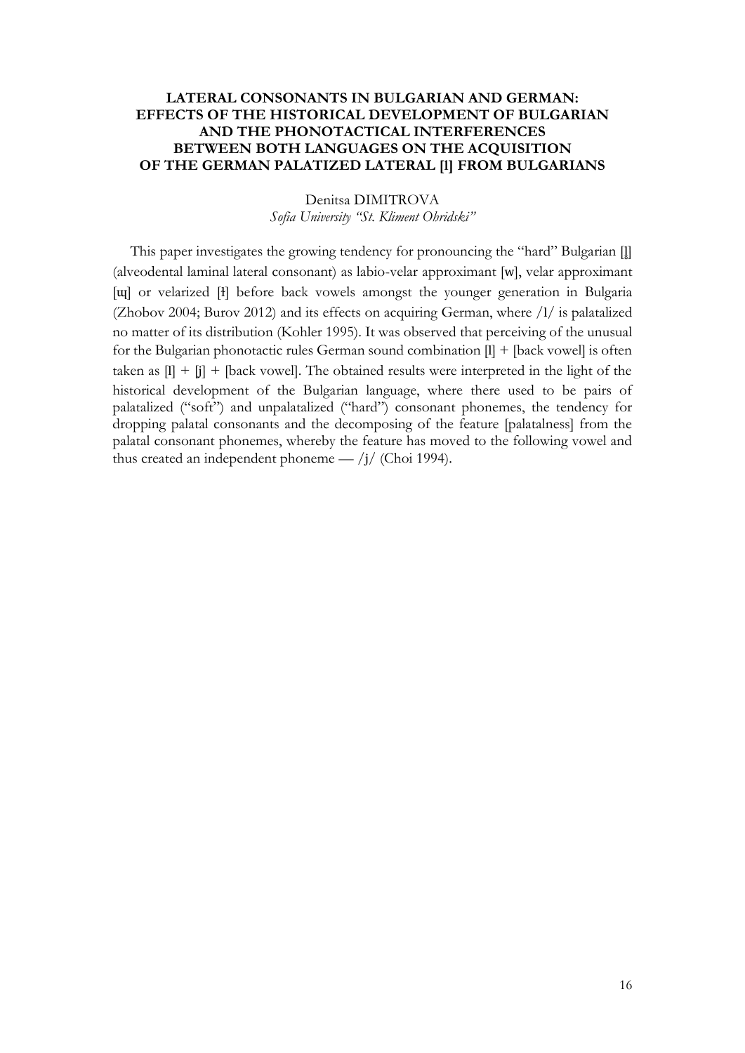### LATERAL CONSONANTS IN BULGARIAN AND GERMAN: EFFECTS OF THE HISTORICAL DEVELOPMENT OF BULGARIAN AND THE PHONOTACTICAL INTERFERENCES BETWEEN BOTH LANGUAGES ON THE ACQUISITION OF THE GERMAN PALATIZED LATERAL [l] FROM BULGARIANS

Denitsa DIMITROVA
*Sofia University "St. Kliment Ohridski"*

This paper investigates the growing tendency for pronouncing the "hard" Bulgarian [l̪̥] (alveodental laminal lateral consonant) as labio-velar approximant [w], velar approximant [ɰ] or velarized [ɫ] before back vowels amongst the younger generation in Bulgaria (Zhobov 2004; Burov 2012) and its effects on acquiring German, where /l/ is palatalized no matter of its distribution (Kohler 1995). It was observed that perceiving of the unusual for the Bulgarian phonotactic rules German sound combination [l] + [back vowel] is often taken as [l] + [j] + [back vowel]. The obtained results were interpreted in the light of the historical development of the Bulgarian language, where there used to be pairs of palatalized ("soft") and unpalatalized ("hard") consonant phonemes, the tendency for dropping palatal consonants and the decomposing of the feature [palatalness] from the palatal consonant phonemes, whereby the feature has moved to the following vowel and thus created an independent phoneme — /j/ (Choi 1994).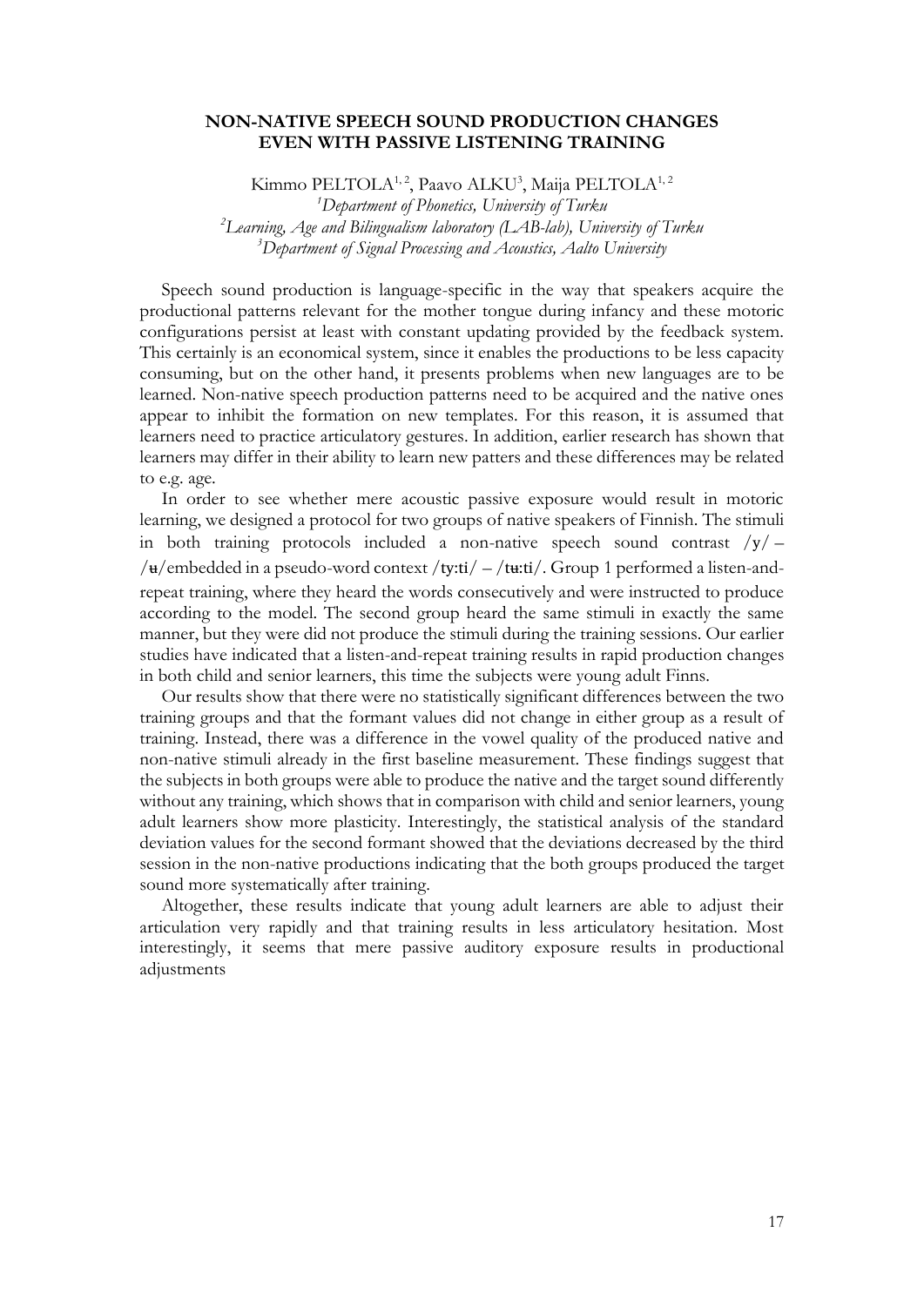# NON-NATIVE SPEECH SOUND PRODUCTION CHANGES EVEN WITH PASSIVE LISTENING TRAINING

Kimmo PELTOLA[1, 2], Paavo ALKU[3], Maija PELTOLA[1, 2]

[1]*Department of Phonetics, University of Turku*
[2]*Learning, Age and Bilingualism laboratory (LAB-lab), University of Turku*
[3]*Department of Signal Processing and Acoustics, Aalto University*

Speech sound production is language-specific in the way that speakers acquire the productional patterns relevant for the mother tongue during infancy and these motoric configurations persist at least with constant updating provided by the feedback system. This certainly is an economical system, since it enables the productions to be less capacity consuming, but on the other hand, it presents problems when new languages are to be learned. Non-native speech production patterns need to be acquired and the native ones appear to inhibit the formation on new templates. For this reason, it is assumed that learners need to practice articulatory gestures. In addition, earlier research has shown that learners may differ in their ability to learn new patters and these differences may be related to e.g. age.

In order to see whether mere acoustic passive exposure would result in motoric learning, we designed a protocol for two groups of native speakers of Finnish. The stimuli in both training protocols included a non-native speech sound contrast /y/ – /ʉ/embedded in a pseudo-word context /ty:ti/ – /tʉ:ti/. Group 1 performed a listen-and-repeat training, where they heard the words consecutively and were instructed to produce according to the model. The second group heard the same stimuli in exactly the same manner, but they were did not produce the stimuli during the training sessions. Our earlier studies have indicated that a listen-and-repeat training results in rapid production changes in both child and senior learners, this time the subjects were young adult Finns.

Our results show that there were no statistically significant differences between the two training groups and that the formant values did not change in either group as a result of training. Instead, there was a difference in the vowel quality of the produced native and non-native stimuli already in the first baseline measurement. These findings suggest that the subjects in both groups were able to produce the native and the target sound differently without any training, which shows that in comparison with child and senior learners, young adult learners show more plasticity. Interestingly, the statistical analysis of the standard deviation values for the second formant showed that the deviations decreased by the third session in the non-native productions indicating that the both groups produced the target sound more systematically after training.

Altogether, these results indicate that young adult learners are able to adjust their articulation very rapidly and that training results in less articulatory hesitation. Most interestingly, it seems that mere passive auditory exposure results in productional adjustments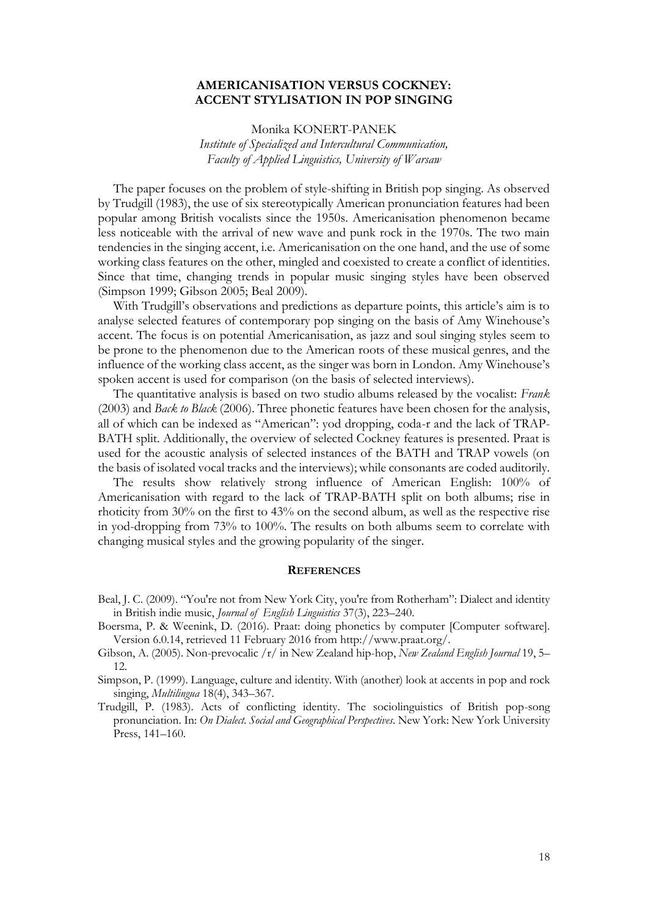## AMERICANISATION VERSUS COCKNEY: ACCENT STYLISATION IN POP SINGING

Monika KONERT-PANEK

*Institute of Specialized and Intercultural Communication, Faculty of Applied Linguistics, University of Warsaw*

The paper focuses on the problem of style-shifting in British pop singing. As observed by Trudgill (1983), the use of six stereotypically American pronunciation features had been popular among British vocalists since the 1950s. Americanisation phenomenon became less noticeable with the arrival of new wave and punk rock in the 1970s. The two main tendencies in the singing accent, i.e. Americanisation on the one hand, and the use of some working class features on the other, mingled and coexisted to create a conflict of identities. Since that time, changing trends in popular music singing styles have been observed (Simpson 1999; Gibson 2005; Beal 2009).

With Trudgill's observations and predictions as departure points, this article's aim is to analyse selected features of contemporary pop singing on the basis of Amy Winehouse's accent. The focus is on potential Americanisation, as jazz and soul singing styles seem to be prone to the phenomenon due to the American roots of these musical genres, and the influence of the working class accent, as the singer was born in London. Amy Winehouse's spoken accent is used for comparison (on the basis of selected interviews).

The quantitative analysis is based on two studio albums released by the vocalist: *Frank* (2003) and *Back to Black* (2006). Three phonetic features have been chosen for the analysis, all of which can be indexed as "American": yod dropping, coda-r and the lack of TRAP-BATH split. Additionally, the overview of selected Cockney features is presented. Praat is used for the acoustic analysis of selected instances of the BATH and TRAP vowels (on the basis of isolated vocal tracks and the interviews); while consonants are coded auditorily.

The results show relatively strong influence of American English: 100% of Americanisation with regard to the lack of TRAP-BATH split on both albums; rise in rhoticity from 30% on the first to 43% on the second album, as well as the respective rise in yod-dropping from 73% to 100%. The results on both albums seem to correlate with changing musical styles and the growing popularity of the singer.

### REFERENCES

Beal, J. C. (2009). "You're not from New York City, you're from Rotherham": Dialect and identity in British indie music, *Journal of English Linguistics* 37(3), 223–240.

Boersma, P. & Weenink, D. (2016). Praat: doing phonetics by computer [Computer software]. Version 6.0.14, retrieved 11 February 2016 from http://www.praat.org/.

Gibson, A. (2005). Non-prevocalic /r/ in New Zealand hip-hop, *New Zealand English Journal* 19, 5–12.

Simpson, P. (1999). Language, culture and identity. With (another) look at accents in pop and rock singing, *Multilingua* 18(4), 343–367.

Trudgill, P. (1983). Acts of conflicting identity. The sociolinguistics of British pop-song pronunciation. In: *On Dialect. Social and Geographical Perspectives*. New York: New York University Press, 141–160.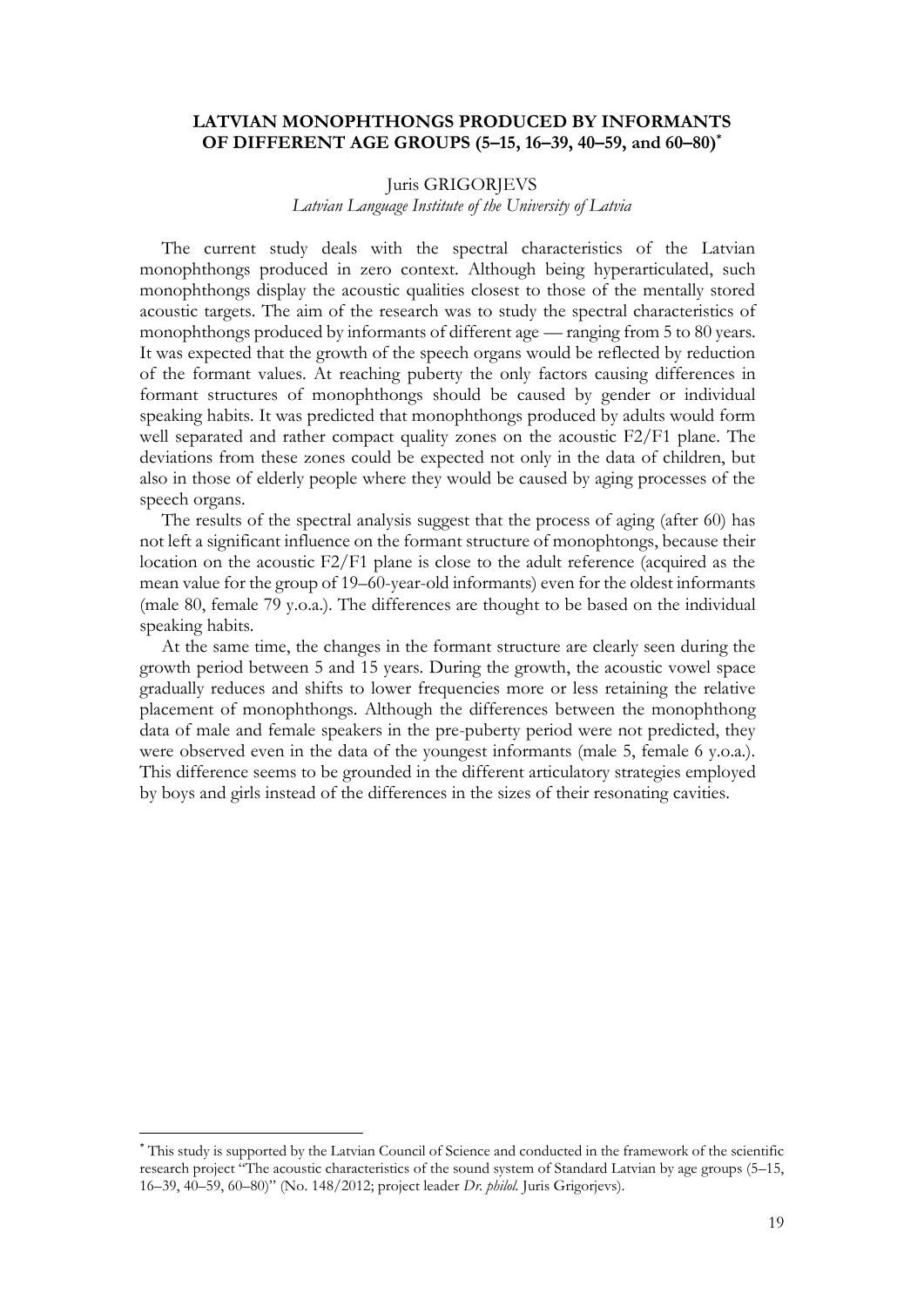# LATVIAN MONOPHTHONGS PRODUCED BY INFORMANTS OF DIFFERENT AGE GROUPS (5–15, 16–39, 40–59, and 60–80)*

Juris GRIGORJEVS

*Latvian Language Institute of the University of Latvia*

The current study deals with the spectral characteristics of the Latvian monophthongs produced in zero context. Although being hyperarticulated, such monophthongs display the acoustic qualities closest to those of the mentally stored acoustic targets. The aim of the research was to study the spectral characteristics of monophthongs produced by informants of different age — ranging from 5 to 80 years. It was expected that the growth of the speech organs would be reflected by reduction of the formant values. At reaching puberty the only factors causing differences in formant structures of monophthongs should be caused by gender or individual speaking habits. It was predicted that monophthongs produced by adults would form well separated and rather compact quality zones on the acoustic F2/F1 plane. The deviations from these zones could be expected not only in the data of children, but also in those of elderly people where they would be caused by aging processes of the speech organs.

The results of the spectral analysis suggest that the process of aging (after 60) has not left a significant influence on the formant structure of monophtongs, because their location on the acoustic F2/F1 plane is close to the adult reference (acquired as the mean value for the group of 19–60-year-old informants) even for the oldest informants (male 80, female 79 y.o.a.). The differences are thought to be based on the individual speaking habits.

At the same time, the changes in the formant structure are clearly seen during the growth period between 5 and 15 years. During the growth, the acoustic vowel space gradually reduces and shifts to lower frequencies more or less retaining the relative placement of monophthongs. Although the differences between the monophthong data of male and female speakers in the pre-puberty period were not predicted, they were observed even in the data of the youngest informants (male 5, female 6 y.o.a.). This difference seems to be grounded in the different articulatory strategies employed by boys and girls instead of the differences in the sizes of their resonating cavities.

---

* This study is supported by the Latvian Council of Science and conducted in the framework of the scientific research project "The acoustic characteristics of the sound system of Standard Latvian by age groups (5–15, 16–39, 40–59, 60–80)" (No. 148/2012; project leader *Dr. philol.* Juris Grigorjevs).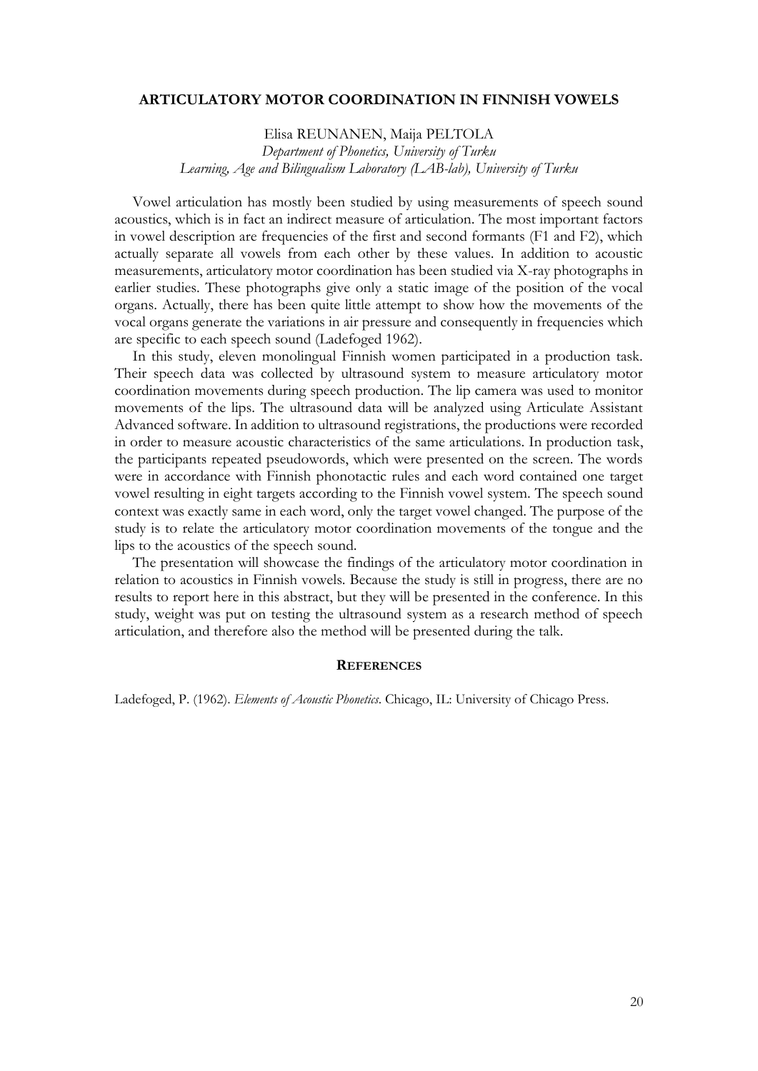# ARTICULATORY MOTOR COORDINATION IN FINNISH VOWELS

Elisa REUNANEN, Maija PELTOLA

*Department of Phonetics, University of Turku*
*Learning, Age and Bilingualism Laboratory (LAB-lab), University of Turku*

Vowel articulation has mostly been studied by using measurements of speech sound acoustics, which is in fact an indirect measure of articulation. The most important factors in vowel description are frequencies of the first and second formants (F1 and F2), which actually separate all vowels from each other by these values. In addition to acoustic measurements, articulatory motor coordination has been studied via X-ray photographs in earlier studies. These photographs give only a static image of the position of the vocal organs. Actually, there has been quite little attempt to show how the movements of the vocal organs generate the variations in air pressure and consequently in frequencies which are specific to each speech sound (Ladefoged 1962).

In this study, eleven monolingual Finnish women participated in a production task. Their speech data was collected by ultrasound system to measure articulatory motor coordination movements during speech production. The lip camera was used to monitor movements of the lips. The ultrasound data will be analyzed using Articulate Assistant Advanced software. In addition to ultrasound registrations, the productions were recorded in order to measure acoustic characteristics of the same articulations. In production task, the participants repeated pseudowords, which were presented on the screen. The words were in accordance with Finnish phonotactic rules and each word contained one target vowel resulting in eight targets according to the Finnish vowel system. The speech sound context was exactly same in each word, only the target vowel changed. The purpose of the study is to relate the articulatory motor coordination movements of the tongue and the lips to the acoustics of the speech sound.

The presentation will showcase the findings of the articulatory motor coordination in relation to acoustics in Finnish vowels. Because the study is still in progress, there are no results to report here in this abstract, but they will be presented in the conference. In this study, weight was put on testing the ultrasound system as a research method of speech articulation, and therefore also the method will be presented during the talk.

## REFERENCES

Ladefoged, P. (1962). *Elements of Acoustic Phonetics*. Chicago, IL: University of Chicago Press.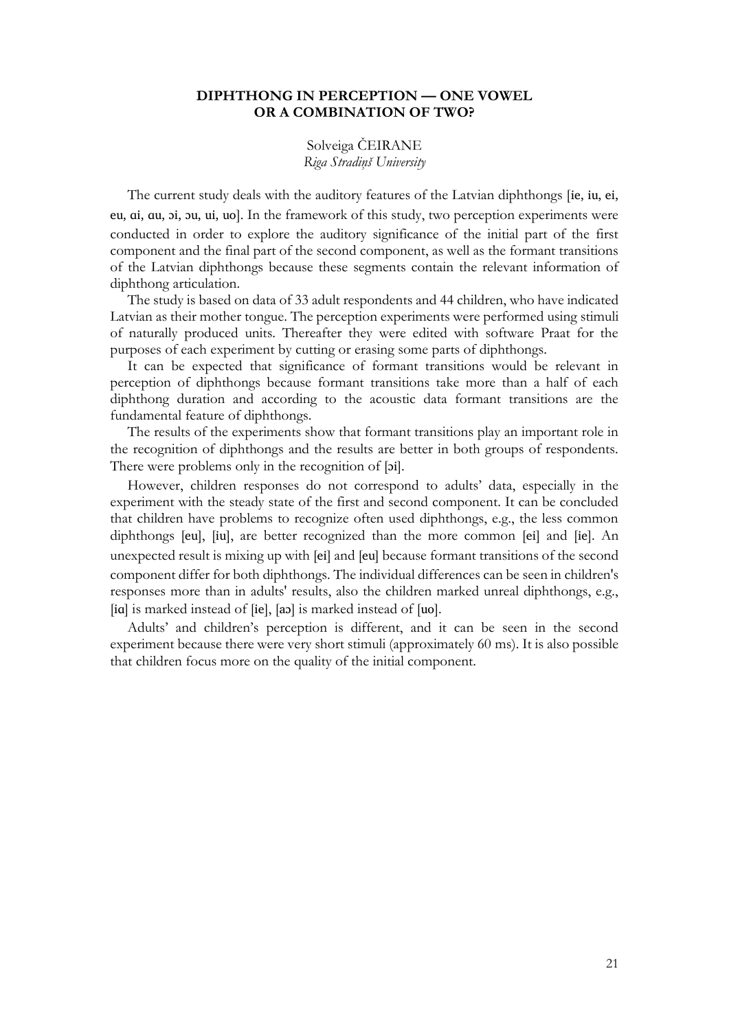# DIPHTHONG IN PERCEPTION — ONE VOWEL OR A COMBINATION OF TWO?

Solveiga ČEIRANE
*Riga Stradiņš University*

The current study deals with the auditory features of the Latvian diphthongs [ie, iu, ei, eu, ɑi, ɑu, ɔi, ɔu, ui, uo]. In the framework of this study, two perception experiments were conducted in order to explore the auditory significance of the initial part of the first component and the final part of the second component, as well as the formant transitions of the Latvian diphthongs because these segments contain the relevant information of diphthong articulation.

The study is based on data of 33 adult respondents and 44 children, who have indicated Latvian as their mother tongue. The perception experiments were performed using stimuli of naturally produced units. Thereafter they were edited with software Praat for the purposes of each experiment by cutting or erasing some parts of diphthongs.

It can be expected that significance of formant transitions would be relevant in perception of diphthongs because formant transitions take more than a half of each diphthong duration and according to the acoustic data formant transitions are the fundamental feature of diphthongs.

The results of the experiments show that formant transitions play an important role in the recognition of diphthongs and the results are better in both groups of respondents. There were problems only in the recognition of [ɔi].

However, children responses do not correspond to adults' data, especially in the experiment with the steady state of the first and second component. It can be concluded that children have problems to recognize often used diphthongs, e.g., the less common diphthongs [eu], [iu], are better recognized than the more common [ei] and [ie]. An unexpected result is mixing up with [ei] and [eu] because formant transitions of the second component differ for both diphthongs. The individual differences can be seen in children's responses more than in adults' results, also the children marked unreal diphthongs, e.g., [iɑ] is marked instead of [ie], [aɔ] is marked instead of [uo].

Adults' and children's perception is different, and it can be seen in the second experiment because there were very short stimuli (approximately 60 ms). It is also possible that children focus more on the quality of the initial component.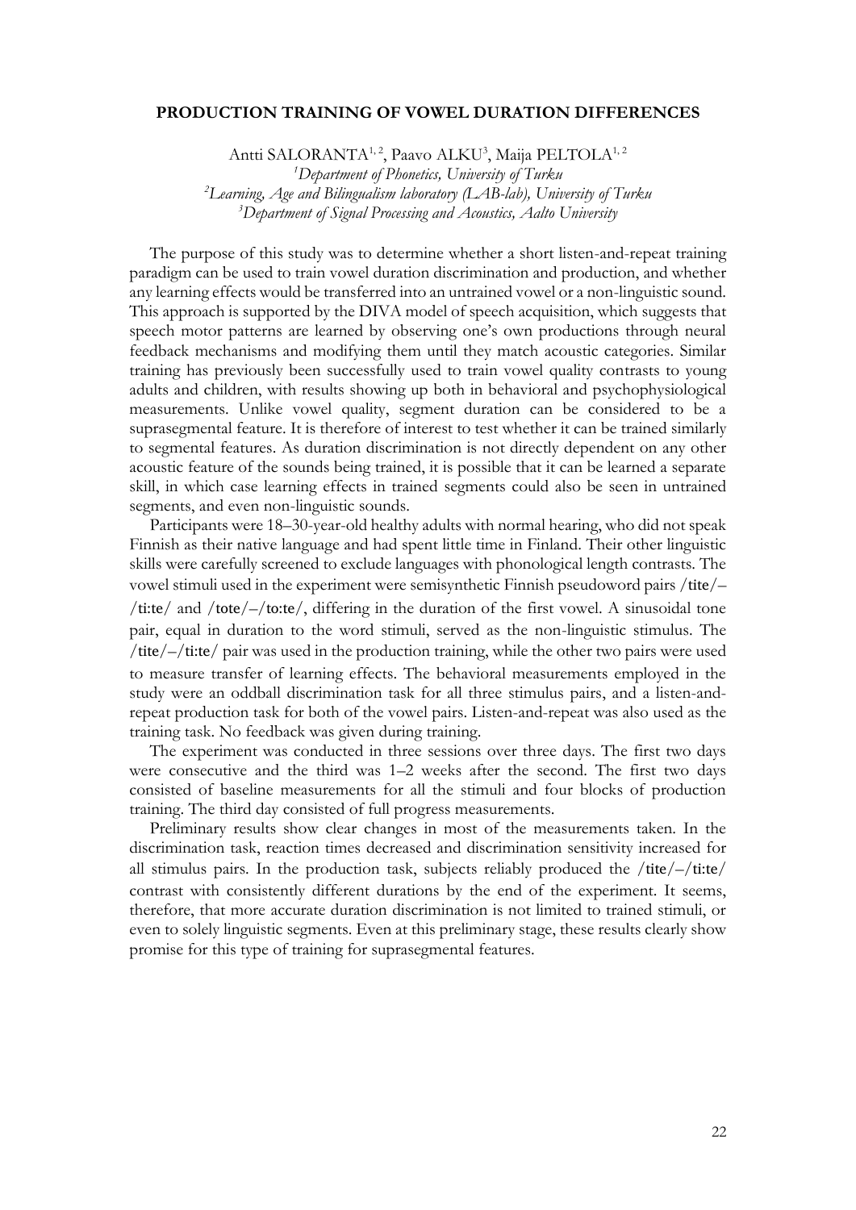## PRODUCTION TRAINING OF VOWEL DURATION DIFFERENCES

Antti SALORANTA[1, 2], Paavo ALKU[3], Maija PELTOLA[1, 2]

[1]*Department of Phonetics, University of Turku*
[2]*Learning, Age and Bilingualism laboratory (LAB-lab), University of Turku*
[3]*Department of Signal Processing and Acoustics, Aalto University*

The purpose of this study was to determine whether a short listen-and-repeat training paradigm can be used to train vowel duration discrimination and production, and whether any learning effects would be transferred into an untrained vowel or a non-linguistic sound. This approach is supported by the DIVA model of speech acquisition, which suggests that speech motor patterns are learned by observing one's own productions through neural feedback mechanisms and modifying them until they match acoustic categories. Similar training has previously been successfully used to train vowel quality contrasts to young adults and children, with results showing up both in behavioral and psychophysiological measurements. Unlike vowel quality, segment duration can be considered to be a suprasegmental feature. It is therefore of interest to test whether it can be trained similarly to segmental features. As duration discrimination is not directly dependent on any other acoustic feature of the sounds being trained, it is possible that it can be learned a separate skill, in which case learning effects in trained segments could also be seen in untrained segments, and even non-linguistic sounds.

Participants were 18–30-year-old healthy adults with normal hearing, who did not speak Finnish as their native language and had spent little time in Finland. Their other linguistic skills were carefully screened to exclude languages with phonological length contrasts. The vowel stimuli used in the experiment were semisynthetic Finnish pseudoword pairs /tite/–/ti:te/ and /tote/–/to:te/, differing in the duration of the first vowel. A sinusoidal tone pair, equal in duration to the word stimuli, served as the non-linguistic stimulus. The /tite/–/ti:te/ pair was used in the production training, while the other two pairs were used to measure transfer of learning effects. The behavioral measurements employed in the study were an oddball discrimination task for all three stimulus pairs, and a listen-and-repeat production task for both of the vowel pairs. Listen-and-repeat was also used as the training task. No feedback was given during training.

The experiment was conducted in three sessions over three days. The first two days were consecutive and the third was 1–2 weeks after the second. The first two days consisted of baseline measurements for all the stimuli and four blocks of production training. The third day consisted of full progress measurements.

Preliminary results show clear changes in most of the measurements taken. In the discrimination task, reaction times decreased and discrimination sensitivity increased for all stimulus pairs. In the production task, subjects reliably produced the /tite/–/ti:te/ contrast with consistently different durations by the end of the experiment. It seems, therefore, that more accurate duration discrimination is not limited to trained stimuli, or even to solely linguistic segments. Even at this preliminary stage, these results clearly show promise for this type of training for suprasegmental features.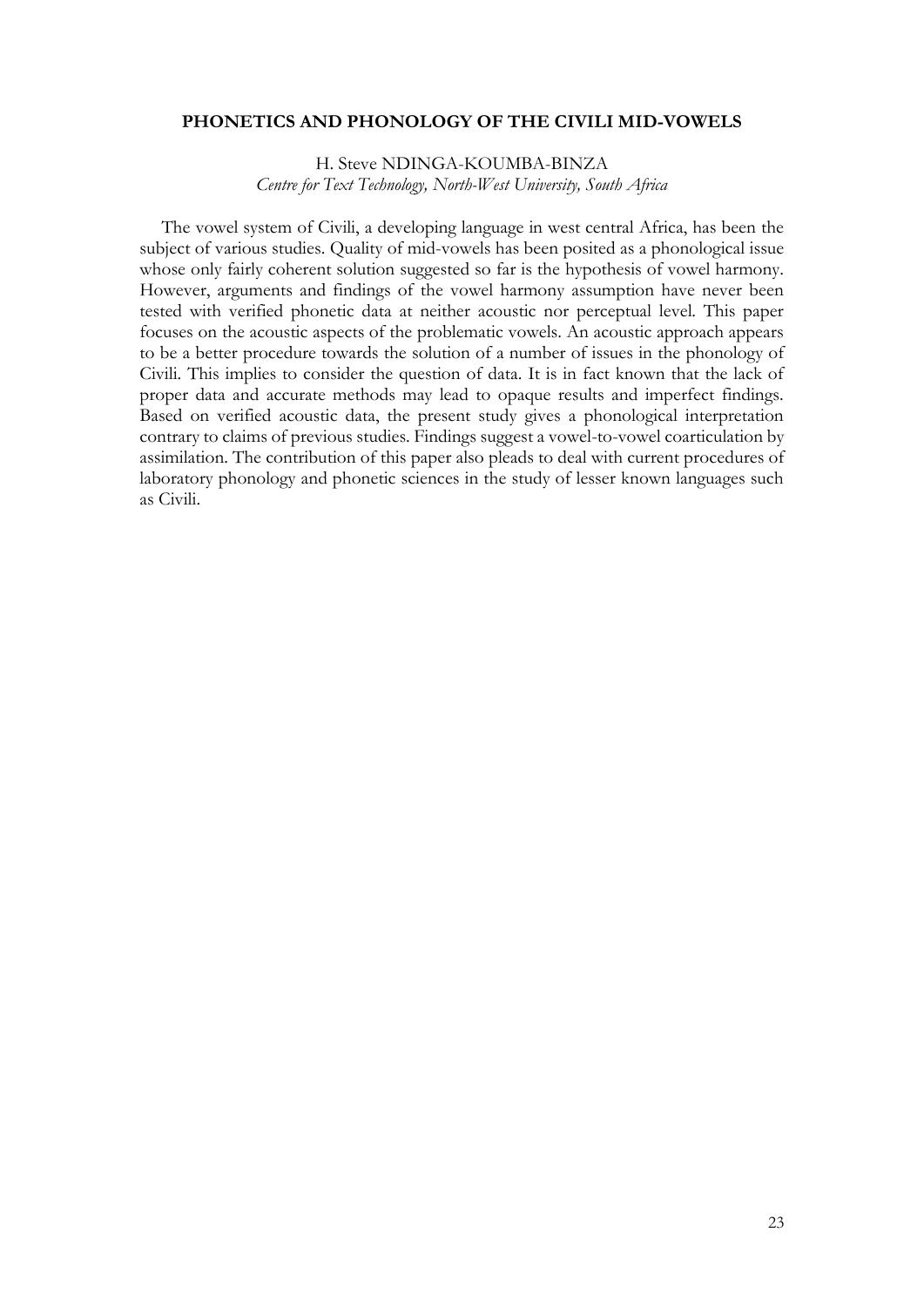## PHONETICS AND PHONOLOGY OF THE CIVILI MID-VOWELS

H. Steve NDINGA-KOUMBA-BINZA

*Centre for Text Technology, North-West University, South Africa*

The vowel system of Civili, a developing language in west central Africa, has been the subject of various studies. Quality of mid-vowels has been posited as a phonological issue whose only fairly coherent solution suggested so far is the hypothesis of vowel harmony. However, arguments and findings of the vowel harmony assumption have never been tested with verified phonetic data at neither acoustic nor perceptual level. This paper focuses on the acoustic aspects of the problematic vowels. An acoustic approach appears to be a better procedure towards the solution of a number of issues in the phonology of Civili. This implies to consider the question of data. It is in fact known that the lack of proper data and accurate methods may lead to opaque results and imperfect findings. Based on verified acoustic data, the present study gives a phonological interpretation contrary to claims of previous studies. Findings suggest a vowel-to-vowel coarticulation by assimilation. The contribution of this paper also pleads to deal with current procedures of laboratory phonology and phonetic sciences in the study of lesser known languages such as Civili.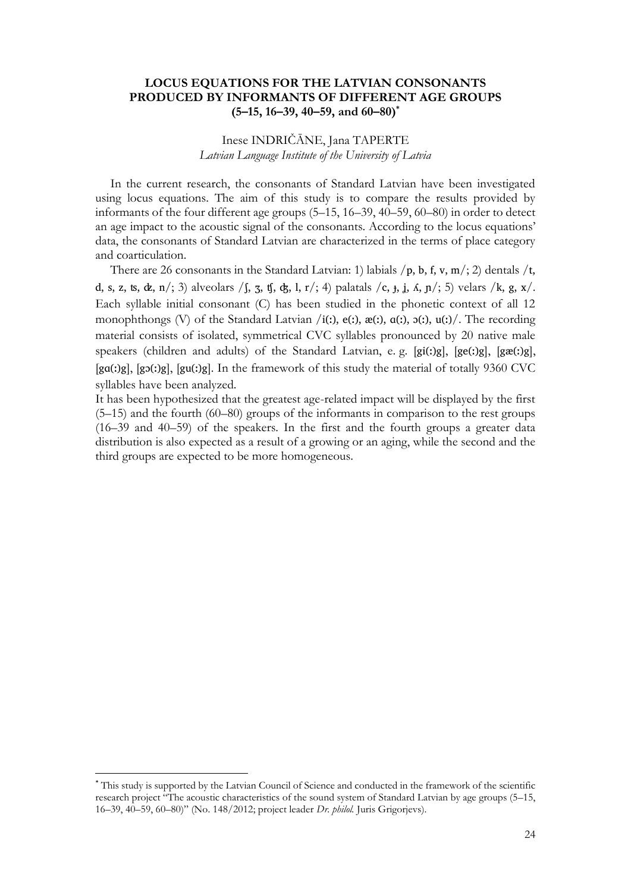### LOCUS EQUATIONS FOR THE LATVIAN CONSONANTS PRODUCED BY INFORMANTS OF DIFFERENT AGE GROUPS (5–15, 16–39, 40–59, and 60–80)*

Inese INDRIČĀNE, Jana TAPERTE
*Latvian Language Institute of the University of Latvia*

In the current research, the consonants of Standard Latvian have been investigated using locus equations. The aim of this study is to compare the results provided by informants of the four different age groups (5–15, 16–39, 40–59, 60–80) in order to detect an age impact to the acoustic signal of the consonants. According to the locus equations' data, the consonants of Standard Latvian are characterized in the terms of place category and coarticulation.

There are 26 consonants in the Standard Latvian: 1) labials /p, b, f, v, m/; 2) dentals /t, d, s, z, ʦ, ʣ, n/; 3) alveolars /ʃ, ʒ, ʧ, ʤ, l, r/; 4) palatals /c, ɟ, j, ʎ, ɲ/; 5) velars /k, g, x/. Each syllable initial consonant (C) has been studied in the phonetic context of all 12 monophthongs (V) of the Standard Latvian /i(ː), e(ː), æ(ː), ɑ(ː), ɔ(ː), u(ː)/. The recording material consists of isolated, symmetrical CVC syllables pronounced by 20 native male speakers (children and adults) of the Standard Latvian, e. g. [gi(ː)g], [ge(ː)g], [gæ(ː)g], [gɑ(ː)g], [gɔ(ː)g], [gu(ː)g]. In the framework of this study the material of totally 9360 CVC syllables have been analyzed.

It has been hypothesized that the greatest age-related impact will be displayed by the first (5–15) and the fourth (60–80) groups of the informants in comparison to the rest groups (16–39 and 40–59) of the speakers. In the first and the fourth groups a greater data distribution is also expected as a result of a growing or an aging, while the second and the third groups are expected to be more homogeneous.

---

* This study is supported by the Latvian Council of Science and conducted in the framework of the scientific research project "The acoustic characteristics of the sound system of Standard Latvian by age groups (5–15, 16–39, 40–59, 60–80)" (No. 148/2012; project leader *Dr. philol.* Juris Grigorjevs).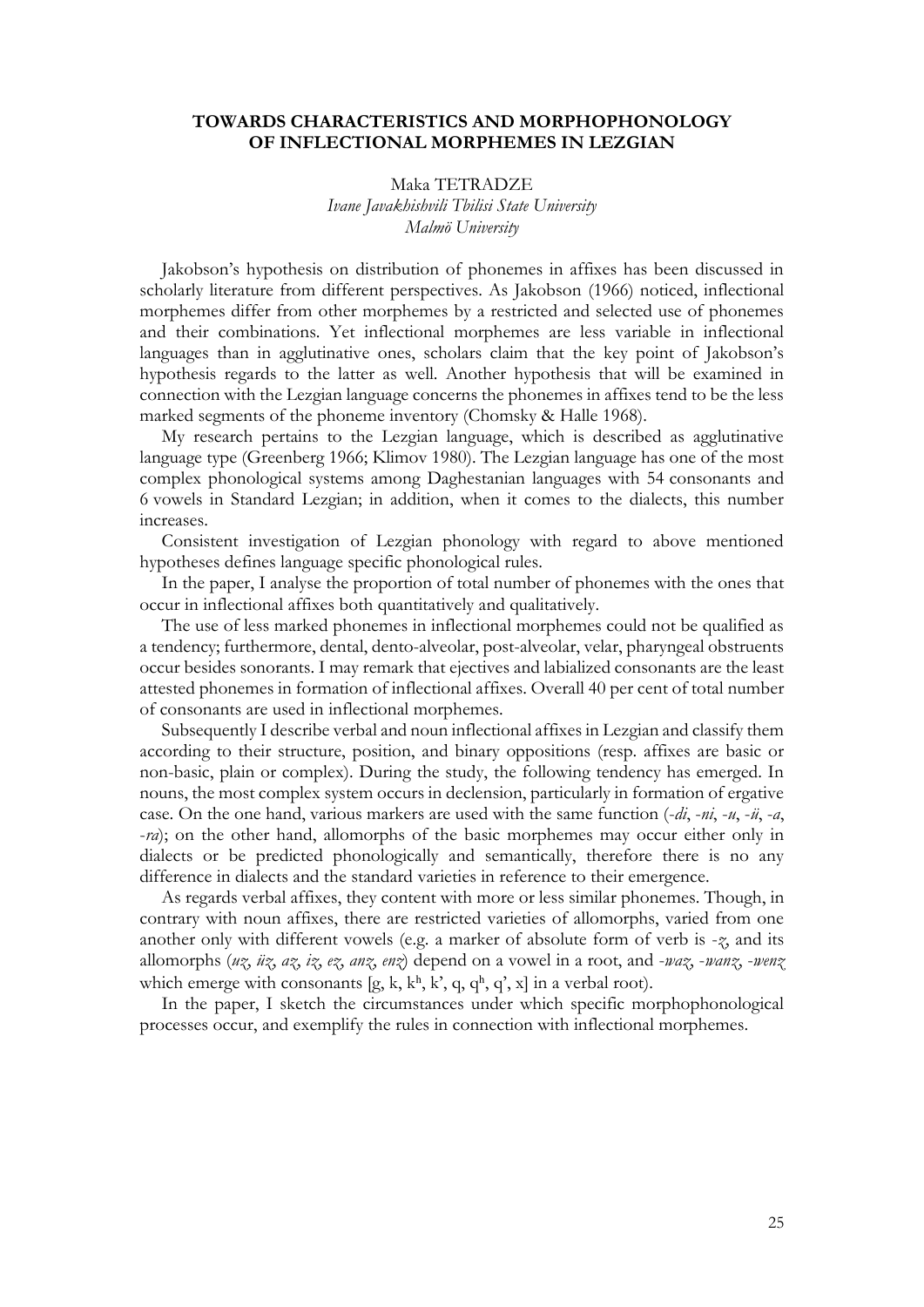## TOWARDS CHARACTERISTICS AND MORPHOPHONOLOGY OF INFLECTIONAL MORPHEMES IN LEZGIAN

Maka TETRADZE
*Ivane Javakhishvili Tbilisi State University*
*Malmö University*

Jakobson's hypothesis on distribution of phonemes in affixes has been discussed in scholarly literature from different perspectives. As Jakobson (1966) noticed, inflectional morphemes differ from other morphemes by a restricted and selected use of phonemes and their combinations. Yet inflectional morphemes are less variable in inflectional languages than in agglutinative ones, scholars claim that the key point of Jakobson's hypothesis regards to the latter as well. Another hypothesis that will be examined in connection with the Lezgian language concerns the phonemes in affixes tend to be the less marked segments of the phoneme inventory (Chomsky & Halle 1968).

My research pertains to the Lezgian language, which is described as agglutinative language type (Greenberg 1966; Klimov 1980). The Lezgian language has one of the most complex phonological systems among Daghestanian languages with 54 consonants and 6 vowels in Standard Lezgian; in addition, when it comes to the dialects, this number increases.

Consistent investigation of Lezgian phonology with regard to above mentioned hypotheses defines language specific phonological rules.

In the paper, I analyse the proportion of total number of phonemes with the ones that occur in inflectional affixes both quantitatively and qualitatively.

The use of less marked phonemes in inflectional morphemes could not be qualified as a tendency; furthermore, dental, dento-alveolar, post-alveolar, velar, pharyngeal obstruents occur besides sonorants. I may remark that ejectives and labialized consonants are the least attested phonemes in formation of inflectional affixes. Overall 40 per cent of total number of consonants are used in inflectional morphemes.

Subsequently I describe verbal and noun inflectional affixes in Lezgian and classify them according to their structure, position, and binary oppositions (resp. affixes are basic or non-basic, plain or complex). During the study, the following tendency has emerged. In nouns, the most complex system occurs in declension, particularly in formation of ergative case. On the one hand, various markers are used with the same function (*-dï*, *-ni*, *-u*, *-ü*, *-a*, *-ra*); on the other hand, allomorphs of the basic morphemes may occur either only in dialects or be predicted phonologically and semantically, therefore there is no any difference in dialects and the standard varieties in reference to their emergence.

As regards verbal affixes, they content with more or less similar phonemes. Though, in contrary with noun affixes, there are restricted varieties of allomorphs, varied from one another only with different vowels (e.g. a marker of absolute form of verb is *-z*, and its allomorphs (*uz, üz, az, iz, ez, anz, enz*) depend on a vowel in a root, and *-waz, -wanz, -wenz* which emerge with consonants [g, k, kʰ, k', q, qʰ, q', x] in a verbal root).

In the paper, I sketch the circumstances under which specific morphophonological processes occur, and exemplify the rules in connection with inflectional morphemes.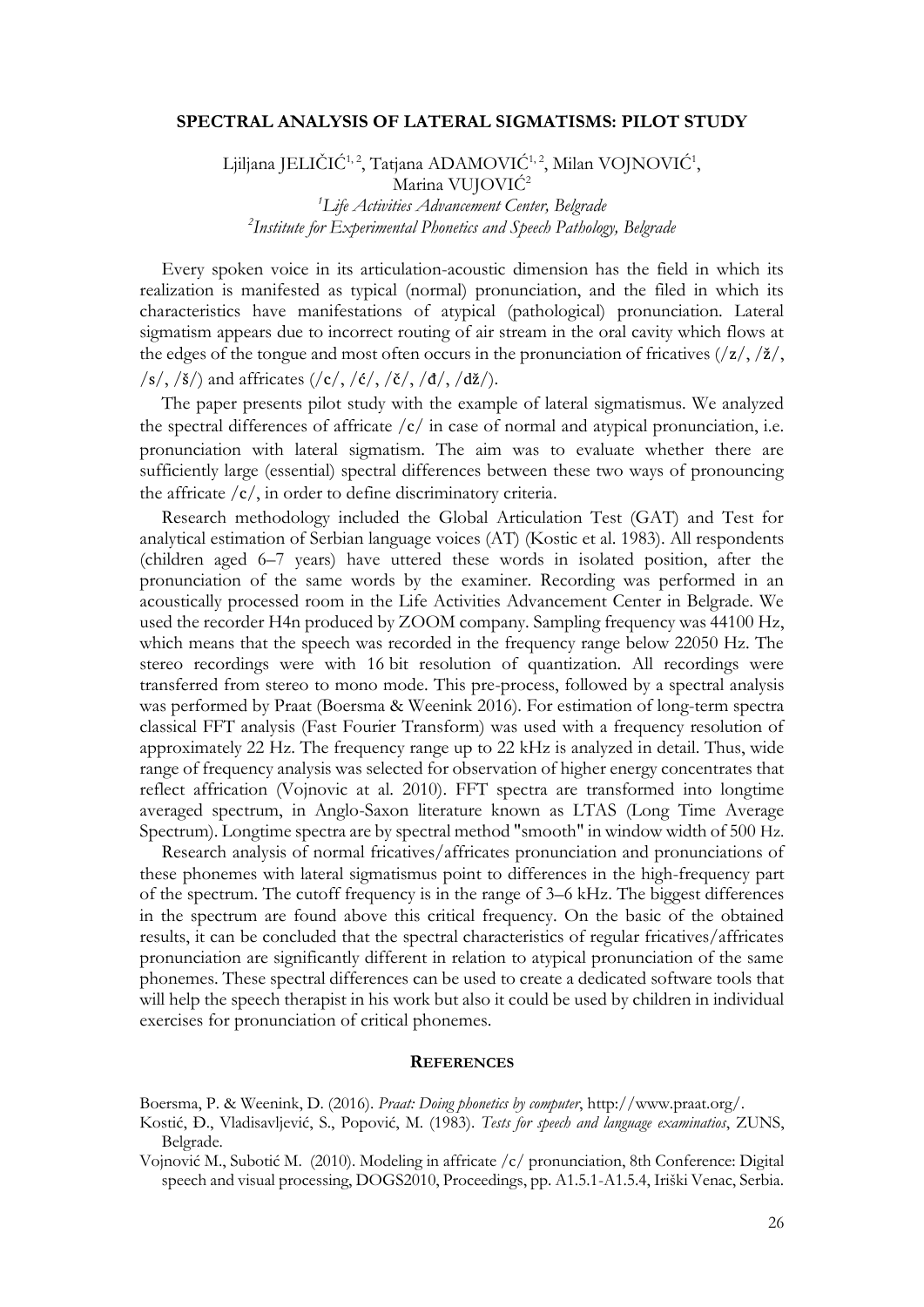## SPECTRAL ANALYSIS OF LATERAL SIGMATISMS: PILOT STUDY

Ljiljana JELIČIĆ[1, 2], Tatjana ADAMOVIĆ[1, 2], Milan VOJNOVIĆ[1], Marina VUJOVIĆ[2]

[1]*Life Activities Advancement Center, Belgrade*
[2]*Institute for Experimental Phonetics and Speech Pathology, Belgrade*

Every spoken voice in its articulation-acoustic dimension has the field in which its realization is manifested as typical (normal) pronunciation, and the filed in which its characteristics have manifestations of atypical (pathological) pronunciation. Lateral sigmatism appears due to incorrect routing of air stream in the oral cavity which flows at the edges of the tongue and most often occurs in the pronunciation of fricatives (/z/, /ž/, /s/, /š/) and affricates (/c/, /ć/, /č/, /đ/, /dž/).

The paper presents pilot study with the example of lateral sigmatismus. We analyzed the spectral differences of affricate /c/ in case of normal and atypical pronunciation, i.e. pronunciation with lateral sigmatism. The aim was to evaluate whether there are sufficiently large (essential) spectral differences between these two ways of pronouncing the affricate /c/, in order to define discriminatory criteria.

Research methodology included the Global Articulation Test (GAT) and Test for analytical estimation of Serbian language voices (AT) (Kostic et al. 1983). All respondents (children aged 6–7 years) have uttered these words in isolated position, after the pronunciation of the same words by the examiner. Recording was performed in an acoustically processed room in the Life Activities Advancement Center in Belgrade. We used the recorder H4n produced by ZOOM company. Sampling frequency was 44100 Hz, which means that the speech was recorded in the frequency range below 22050 Hz. The stereo recordings were with 16 bit resolution of quantization. All recordings were transferred from stereo to mono mode. This pre-process, followed by a spectral analysis was performed by Praat (Boersma & Weenink 2016). For estimation of long-term spectra classical FFT analysis (Fast Fourier Transform) was used with a frequency resolution of approximately 22 Hz. The frequency range up to 22 kHz is analyzed in detail. Thus, wide range of frequency analysis was selected for observation of higher energy concentrates that reflect affrication (Vojnovic at al. 2010). FFT spectra are transformed into longtime averaged spectrum, in Anglo-Saxon literature known as LTAS (Long Time Average Spectrum). Longtime spectra are by spectral method "smooth" in window width of 500 Hz.

Research analysis of normal fricatives/affricates pronunciation and pronunciations of these phonemes with lateral sigmatismus point to differences in the high-frequency part of the spectrum. The cutoff frequency is in the range of 3–6 kHz. The biggest differences in the spectrum are found above this critical frequency. On the basic of the obtained results, it can be concluded that the spectral characteristics of regular fricatives/affricates pronunciation are significantly different in relation to atypical pronunciation of the same phonemes. These spectral differences can be used to create a dedicated software tools that will help the speech therapist in his work but also it could be used by children in individual exercises for pronunciation of critical phonemes.

### REFERENCES

Boersma, P. & Weenink, D. (2016). *Praat: Doing phonetics by computer*, http://www.praat.org/.

Kostić, Đ., Vladisavljević, S., Popović, M. (1983). *Tests for speech and language examinatios*, ZUNS, Belgrade.

Vojnović M., Subotić M. (2010). Modeling in affricate /c/ pronunciation, 8th Conference: Digital speech and visual processing, DOGS2010, Proceedings, pp. A1.5.1-A1.5.4, Irički Venac, Serbia.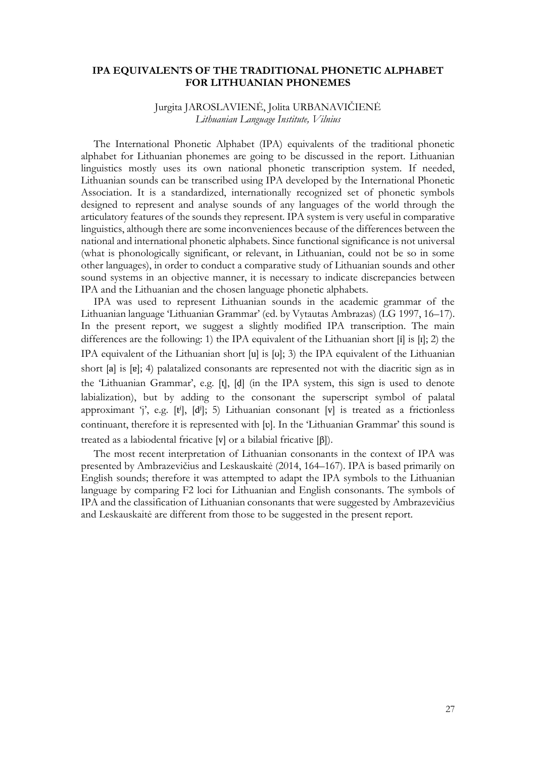# IPA EQUIVALENTS OF THE TRADITIONAL PHONETIC ALPHABET FOR LITHUANIAN PHONEMES

Jurgita JAROSLAVIENĖ, Jolita URBANAVIČIENĖ
*Lithuanian Language Institute, Vilnius*

The International Phonetic Alphabet (IPA) equivalents of the traditional phonetic alphabet for Lithuanian phonemes are going to be discussed in the report. Lithuanian linguistics mostly uses its own national phonetic transcription system. If needed, Lithuanian sounds can be transcribed using IPA developed by the International Phonetic Association. It is a standardized, internationally recognized set of phonetic symbols designed to represent and analyse sounds of any languages of the world through the articulatory features of the sounds they represent. IPA system is very useful in comparative linguistics, although there are some inconveniences because of the differences between the national and international phonetic alphabets. Since functional significance is not universal (what is phonologically significant, or relevant, in Lithuanian, could not be so in some other languages), in order to conduct a comparative study of Lithuanian sounds and other sound systems in an objective manner, it is necessary to indicate discrepancies between IPA and the Lithuanian and the chosen language phonetic alphabets.

IPA was used to represent Lithuanian sounds in the academic grammar of the Lithuanian language 'Lithuanian Grammar' (ed. by Vytautas Ambrazas) (LG 1997, 16–17). In the present report, we suggest a slightly modified IPA transcription. The main differences are the following: 1) the IPA equivalent of the Lithuanian short [i] is [ɪ]; 2) the IPA equivalent of the Lithuanian short [u] is [ʊ]; 3) the IPA equivalent of the Lithuanian short [a] is [ɐ]; 4) palatalized consonants are represented not with the diacritic sign as in the 'Lithuanian Grammar', e.g. [ț], [d̦] (in the IPA system, this sign is used to denote labialization), but by adding to the consonant the superscript symbol of palatal approximant 'j', e.g. [tʲ], [dʲ]; 5) Lithuanian consonant [v] is treated as a frictionless continuant, therefore it is represented with [ʋ]. In the 'Lithuanian Grammar' this sound is treated as a labiodental fricative [v] or a bilabial fricative [β]).

The most recent interpretation of Lithuanian consonants in the context of IPA was presented by Ambrazevičius and Leskauskaitė (2014, 164–167). IPA is based primarily on English sounds; therefore it was attempted to adapt the IPA symbols to the Lithuanian language by comparing F2 loci for Lithuanian and English consonants. The symbols of IPA and the classification of Lithuanian consonants that were suggested by Ambrazevičius and Leskauskaitė are different from those to be suggested in the present report.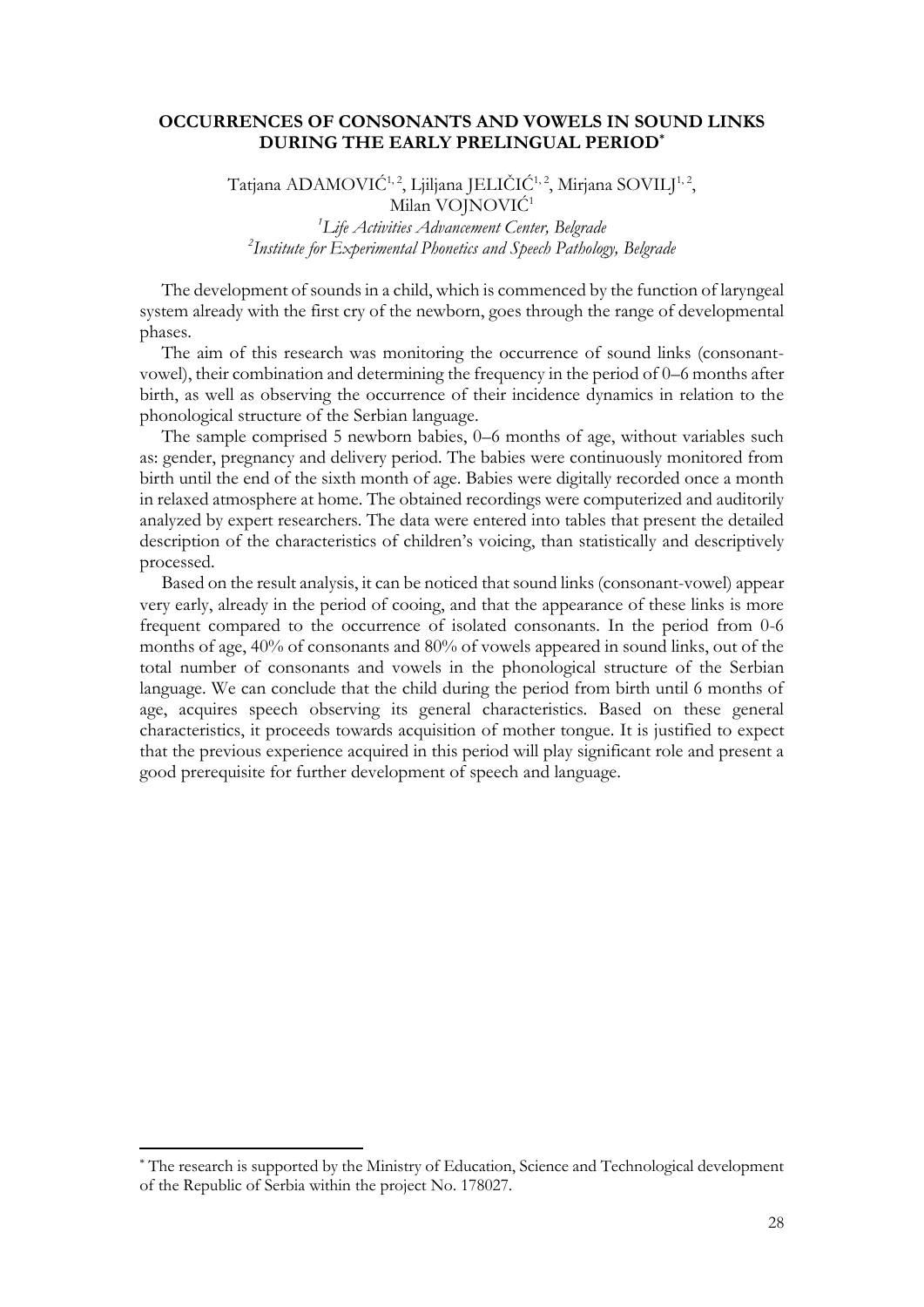## OCCURRENCES OF CONSONANTS AND VOWELS IN SOUND LINKS DURING THE EARLY PRELINGUAL PERIOD*

Tatjana ADAMOVIĆ[1, 2], Ljiljana JELIČIĆ[1, 2], Mirjana SOVILJ[1, 2], Milan VOJNOVIĆ[1]

[1]*Life Activities Advancement Center, Belgrade*
[2]*Institute for Experimental Phonetics and Speech Pathology, Belgrade*

The development of sounds in a child, which is commenced by the function of laryngeal system already with the first cry of the newborn, goes through the range of developmental phases.

The aim of this research was monitoring the occurrence of sound links (consonant-vowel), their combination and determining the frequency in the period of 0–6 months after birth, as well as observing the occurrence of their incidence dynamics in relation to the phonological structure of the Serbian language.

The sample comprised 5 newborn babies, 0–6 months of age, without variables such as: gender, pregnancy and delivery period. The babies were continuously monitored from birth until the end of the sixth month of age. Babies were digitally recorded once a month in relaxed atmosphere at home. The obtained recordings were computerized and auditorily analyzed by expert researchers. The data were entered into tables that present the detailed description of the characteristics of children's voicing, than statistically and descriptively processed.

Based on the result analysis, it can be noticed that sound links (consonant-vowel) appear very early, already in the period of cooing, and that the appearance of these links is more frequent compared to the occurrence of isolated consonants. In the period from 0-6 months of age, 40% of consonants and 80% of vowels appeared in sound links, out of the total number of consonants and vowels in the phonological structure of the Serbian language. We can conclude that the child during the period from birth until 6 months of age, acquires speech observing its general characteristics. Based on these general characteristics, it proceeds towards acquisition of mother tongue. It is justified to expect that the previous experience acquired in this period will play significant role and present a good prerequisite for further development of speech and language.

---

* The research is supported by the Ministry of Education, Science and Technological development of the Republic of Serbia within the project No. 178027.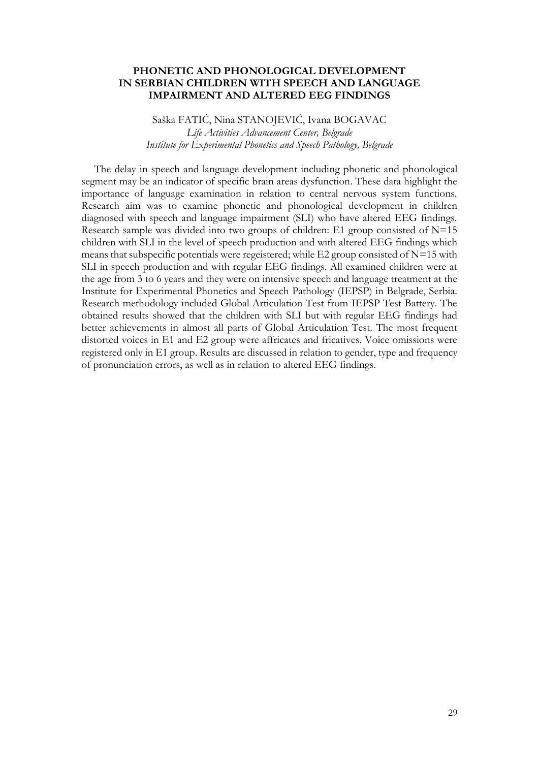## PHONETIC AND PHONOLOGICAL DEVELOPMENT IN SERBIAN CHILDREN WITH SPEECH AND LANGUAGE IMPAIRMENT AND ALTERED EEG FINDINGS

Saška FATIĆ, Nina STANOJEVIĆ, Ivana BOGAVAC
*Life Activities Advancement Center, Belgrade*
*Institute for Experimental Phonetics and Speech Pathology, Belgrade*

The delay in speech and language development including phonetic and phonological segment may be an indicator of specific brain areas dysfunction. These data highlight the importance of language examination in relation to central nervous system functions. Research aim was to examine phonetic and phonological development in children diagnosed with speech and language impairment (SLI) who have altered EEG findings. Research sample was divided into two groups of children: E1 group consisted of N=15 children with SLI in the level of speech production and with altered EEG findings which means that subspecific potentials were regeistered; while E2 group consisted of N=15 with SLI in speech production and with regular EEG findings. All examined children were at the age from 3 to 6 years and they were on intensive speech and language treatment at the Institute for Experimental Phonetics and Speech Pathology (IEPSP) in Belgrade, Serbia. Research methodology included Global Articulation Test from IEPSP Test Battery. The obtained results showed that the children with SLI but with regular EEG findings had better achievements in almost all parts of Global Articulation Test. The most frequent distorted voices in E1 and E2 group were affricates and fricatives. Voice omissions were registered only in E1 group. Results are discussed in relation to gender, type and frequency of pronunciation errors, as well as in relation to altered EEG findings.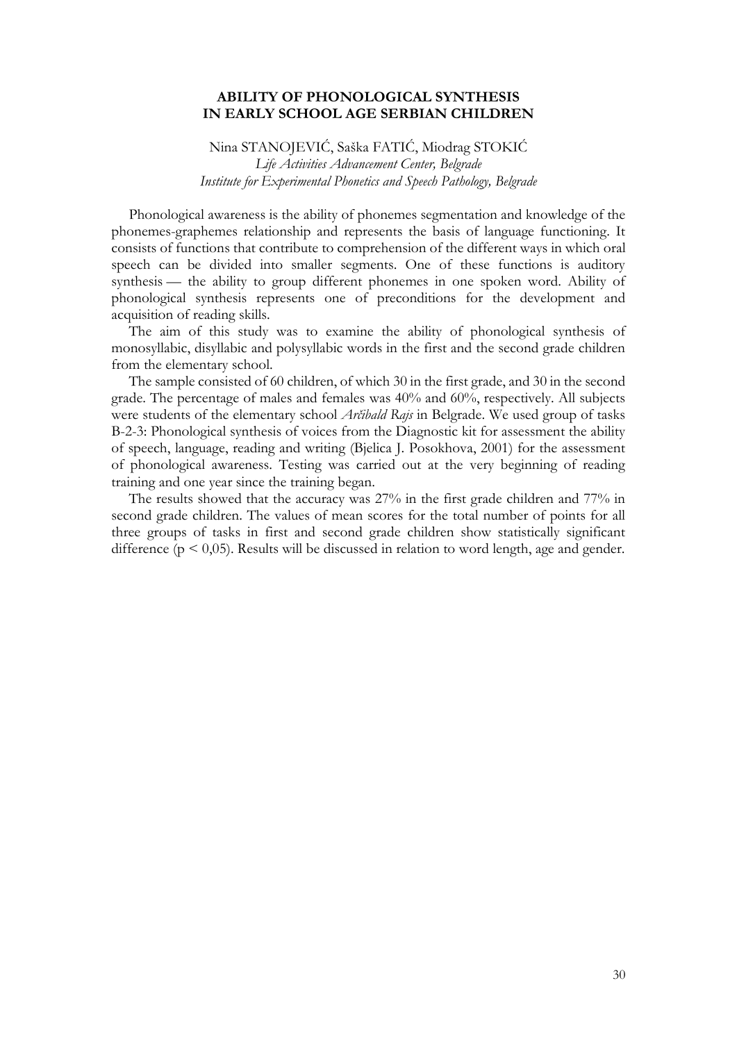# ABILITY OF PHONOLOGICAL SYNTHESIS IN EARLY SCHOOL AGE SERBIAN CHILDREN

Nina STANOJEVIĆ, Saška FATIĆ, Miodrag STOKIĆ
*Life Activities Advancement Center, Belgrade*
*Institute for Experimental Phonetics and Speech Pathology, Belgrade*

Phonological awareness is the ability of phonemes segmentation and knowledge of the phonemes-graphemes relationship and represents the basis of language functioning. It consists of functions that contribute to comprehension of the different ways in which oral speech can be divided into smaller segments. One of these functions is auditory synthesis — the ability to group different phonemes in one spoken word. Ability of phonological synthesis represents one of preconditions for the development and acquisition of reading skills.

The aim of this study was to examine the ability of phonological synthesis of monosyllabic, disyllabic and polysyllabic words in the first and the second grade children from the elementary school.

The sample consisted of 60 children, of which 30 in the first grade, and 30 in the second grade. The percentage of males and females was 40% and 60%, respectively. All subjects were students of the elementary school *Arčibald Rajs* in Belgrade. We used group of tasks B-2-3: Phonological synthesis of voices from the Diagnostic kit for assessment the ability of speech, language, reading and writing (Bjelica J. Posokhova, 2001) for the assessment of phonological awareness. Testing was carried out at the very beginning of reading training and one year since the training began.

The results showed that the accuracy was 27% in the first grade children and 77% in second grade children. The values of mean scores for the total number of points for all three groups of tasks in first and second grade children show statistically significant difference ($p < 0{,}05$). Results will be discussed in relation to word length, age and gender.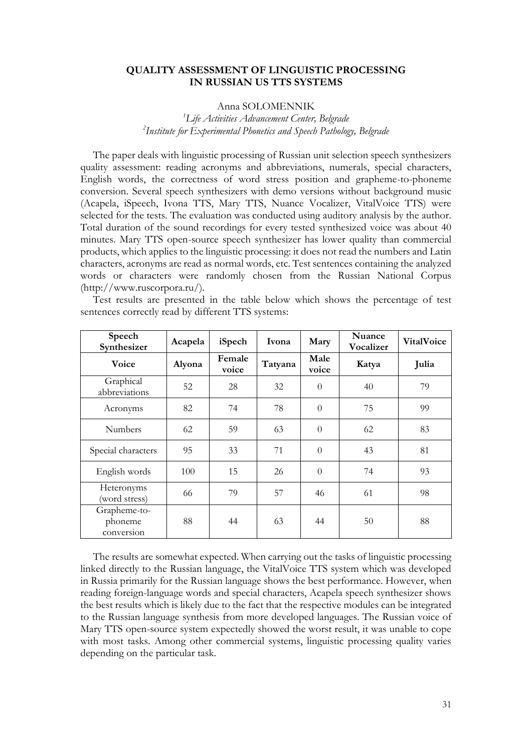# QUALITY ASSESSMENT OF LINGUISTIC PROCESSING IN RUSSIAN US TTS SYSTEMS

Anna SOLOMENNIK

[1]*Life Activities Advancement Center, Belgrade*
[2]*Institute for Experimental Phonetics and Speech Pathology, Belgrade*

The paper deals with linguistic processing of Russian unit selection speech synthesizers quality assessment: reading acronyms and abbreviations, numerals, special characters, English words, the correctness of word stress position and grapheme-to-phoneme conversion. Several speech synthesizers with demo versions without background music (Acapela, iSpeech, Ivona TTS, Mary TTS, Nuance Vocalizer, VitalVoice TTS) were selected for the tests. The evaluation was conducted using auditory analysis by the author. Total duration of the sound recordings for every tested synthesized voice was about 40 minutes. Mary TTS open-source speech synthesizer has lower quality than commercial products, which applies to the linguistic processing: it does not read the numbers and Latin characters, acronyms are read as normal words, etc. Test sentences containing the analyzed words or characters were randomly chosen from the Russian National Corpus (http://www.ruscorpora.ru/).

Test results are presented in the table below which shows the percentage of test sentences correctly read by different TTS systems:

| **Speech Synthesizer** | **Acapela** | **iSpech** | **Ivona** | **Mary** | **Nuance Vocalizer** | **VitalVoice** |
|---|---|---|---|---|---|---|
| **Voice** | **Alyona** | **Female voice** | **Tatyana** | **Male voice** | **Katya** | **Julia** |
| Graphical abbreviations | 52 | 28 | 32 | 0 | 40 | 79 |
| Acronyms | 82 | 74 | 78 | 0 | 75 | 99 |
| Numbers | 62 | 59 | 63 | 0 | 62 | 83 |
| Special characters | 95 | 33 | 71 | 0 | 43 | 81 |
| English words | 100 | 15 | 26 | 0 | 74 | 93 |
| Heteronyms (word stress) | 66 | 79 | 57 | 46 | 61 | 98 |
| Grapheme-to-phoneme conversion | 88 | 44 | 63 | 44 | 50 | 88 |

The results are somewhat expected. When carrying out the tasks of linguistic processing linked directly to the Russian language, the VitalVoice TTS system which was developed in Russia primarily for the Russian language shows the best performance. However, when reading foreign-language words and special characters, Acapela speech synthesizer shows the best results which is likely due to the fact that the respective modules can be integrated to the Russian language synthesis from more developed languages. The Russian voice of Mary TTS open-source system expectedly showed the worst result, it was unable to cope with most tasks. Among other commercial systems, linguistic processing quality varies depending on the particular task.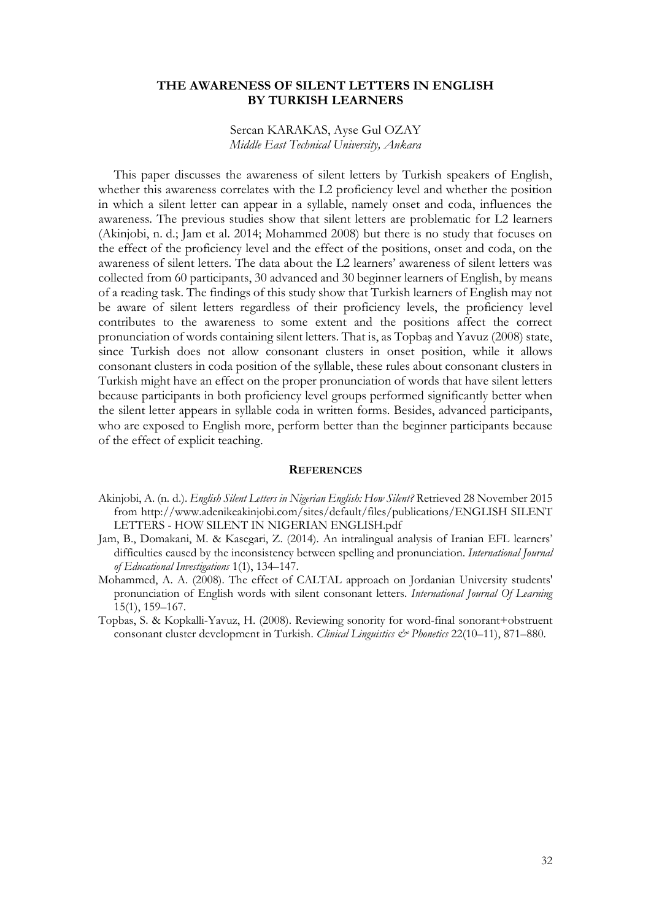# THE AWARENESS OF SILENT LETTERS IN ENGLISH BY TURKISH LEARNERS

Sercan KARAKAS, Ayse Gul OZAY
*Middle East Technical University, Ankara*

This paper discusses the awareness of silent letters by Turkish speakers of English, whether this awareness correlates with the L2 proficiency level and whether the position in which a silent letter can appear in a syllable, namely onset and coda, influences the awareness. The previous studies show that silent letters are problematic for L2 learners (Akinjobi, n. d.; Jam et al. 2014; Mohammed 2008) but there is no study that focuses on the effect of the proficiency level and the effect of the positions, onset and coda, on the awareness of silent letters. The data about the L2 learners' awareness of silent letters was collected from 60 participants, 30 advanced and 30 beginner learners of English, by means of a reading task. The findings of this study show that Turkish learners of English may not be aware of silent letters regardless of their proficiency levels, the proficiency level contributes to the awareness to some extent and the positions affect the correct pronunciation of words containing silent letters. That is, as Topbaş and Yavuz (2008) state, since Turkish does not allow consonant clusters in onset position, while it allows consonant clusters in coda position of the syllable, these rules about consonant clusters in Turkish might have an effect on the proper pronunciation of words that have silent letters because participants in both proficiency level groups performed significantly better when the silent letter appears in syllable coda in written forms. Besides, advanced participants, who are exposed to English more, perform better than the beginner participants because of the effect of explicit teaching.

## References

Akinjobi, A. (n. d.). *English Silent Letters in Nigerian English: How Silent?* Retrieved 28 November 2015 from http://www.adenikeakinjobi.com/sites/default/files/publications/ENGLISH SILENT LETTERS - HOW SILENT IN NIGERIAN ENGLISH.pdf

Jam, B., Domakani, M. & Kasegari, Z. (2014). An intralingual analysis of Iranian EFL learners' difficulties caused by the inconsistency between spelling and pronunciation. *International Journal of Educational Investigations* 1(1), 134–147.

Mohammed, A. A. (2008). The effect of CALTAL approach on Jordanian University students' pronunciation of English words with silent consonant letters. *International Journal Of Learning* 15(1), 159–167.

Topbas, S. & Kopkalli-Yavuz, H. (2008). Reviewing sonority for word-final sonorant+obstruent consonant cluster development in Turkish. *Clinical Linguistics & Phonetics* 22(10–11), 871–880.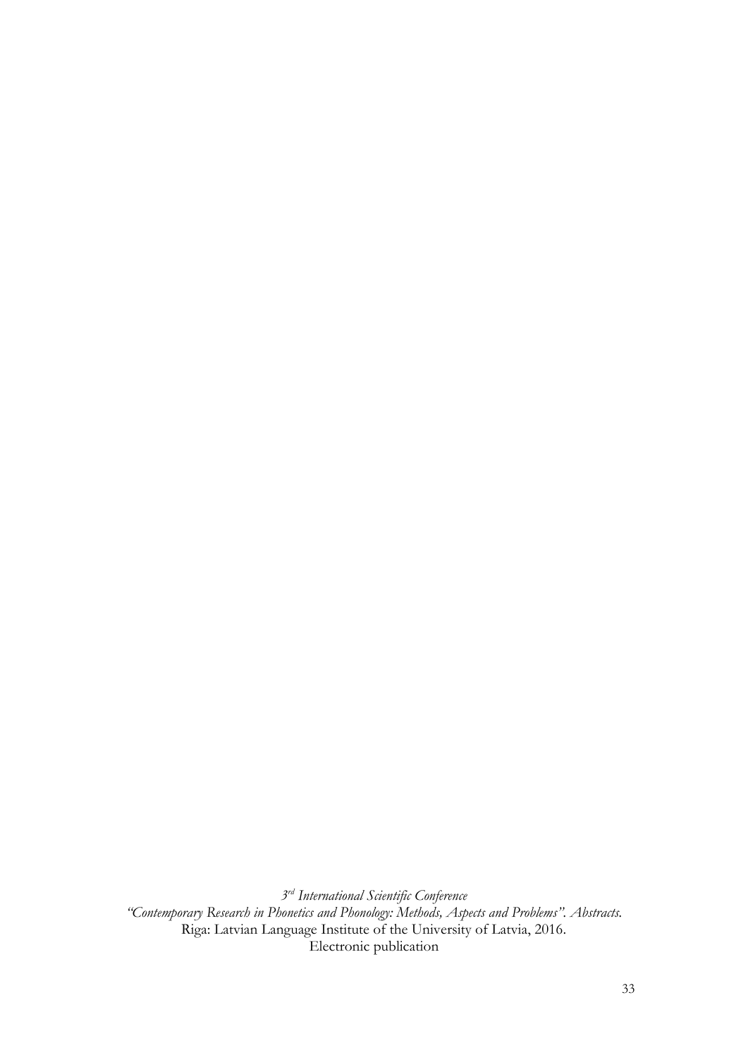*3rd International Scientific Conference*
*"Contemporary Research in Phonetics and Phonology: Methods, Aspects and Problems". Abstracts.*
Riga: Latvian Language Institute of the University of Latvia, 2016.
Electronic publication